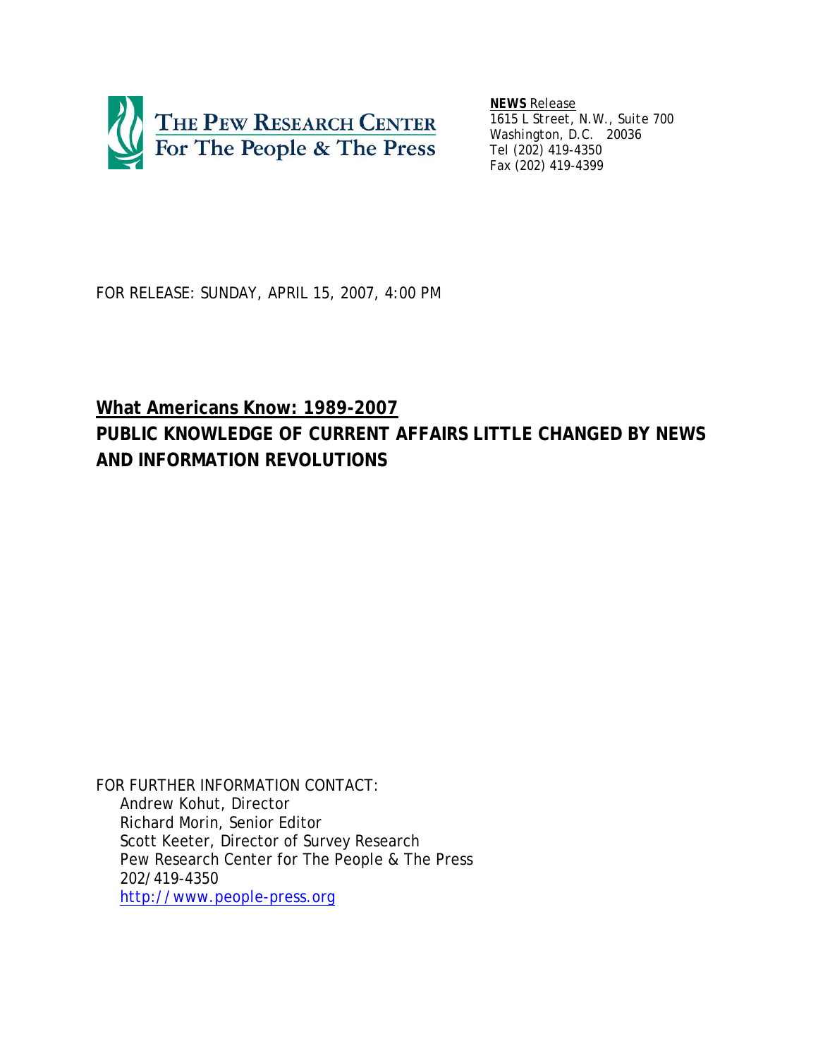THE PEW RESEARCH CENTER
For The People & The Press

**NEWS** Release
1615 L Street, N.W., Suite 700
Washington, D.C. 20036
Tel (202) 419-4350
Fax (202) 419-4399

FOR RELEASE: SUNDAY, APRIL 15, 2007, 4:00 PM

# What Americans Know: 1989-2007

## PUBLIC KNOWLEDGE OF CURRENT AFFAIRS LITTLE CHANGED BY NEWS AND INFORMATION REVOLUTIONS

FOR FURTHER INFORMATION CONTACT:
Andrew Kohut, Director
Richard Morin, Senior Editor
Scott Keeter, Director of Survey Research
Pew Research Center for The People & The Press
202/419-4350
http://www.people-press.org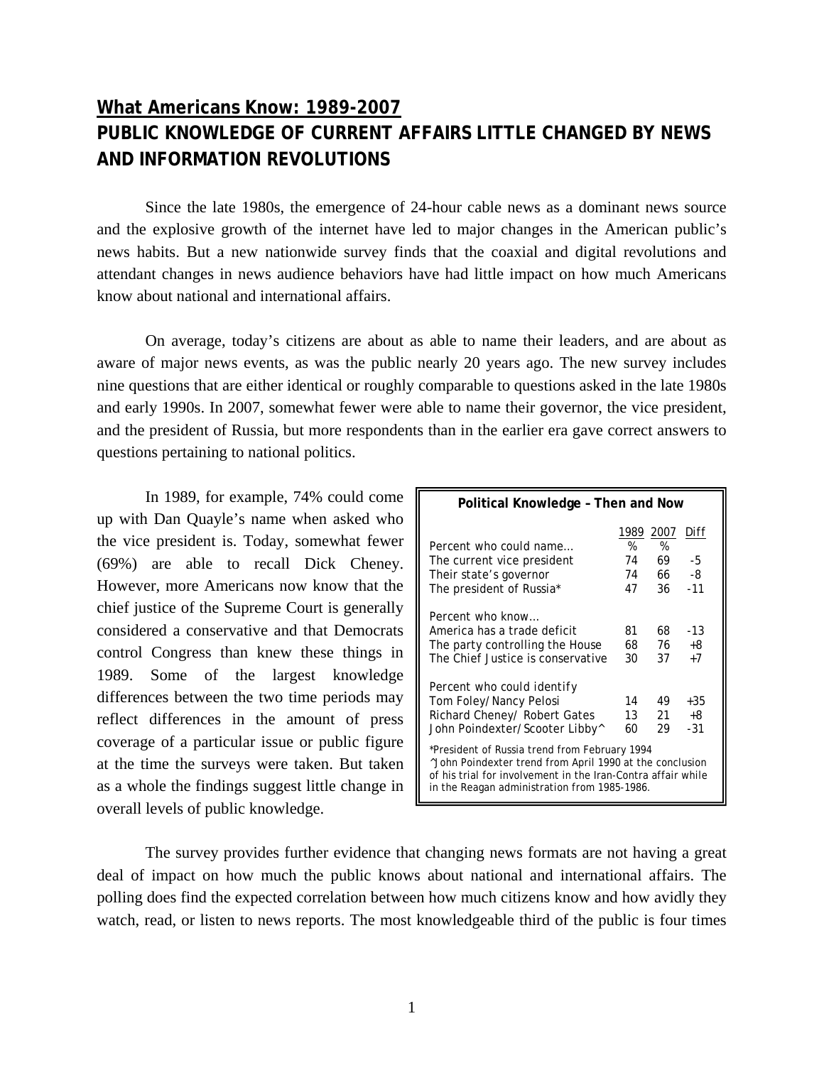## What Americans Know: 1989-2007

## PUBLIC KNOWLEDGE OF CURRENT AFFAIRS LITTLE CHANGED BY NEWS AND INFORMATION REVOLUTIONS

Since the late 1980s, the emergence of 24-hour cable news as a dominant news source and the explosive growth of the internet have led to major changes in the American public's news habits. But a new nationwide survey finds that the coaxial and digital revolutions and attendant changes in news audience behaviors have had little impact on how much Americans know about national and international affairs.

On average, today's citizens are about as able to name their leaders, and are about as aware of major news events, as was the public nearly 20 years ago. The new survey includes nine questions that are either identical or roughly comparable to questions asked in the late 1980s and early 1990s. In 2007, somewhat fewer were able to name their governor, the vice president, and the president of Russia, but more respondents than in the earlier era gave correct answers to questions pertaining to national politics.

In 1989, for example, 74% could come up with Dan Quayle's name when asked who the vice president is. Today, somewhat fewer (69%) are able to recall Dick Cheney. However, more Americans now know that the chief justice of the Supreme Court is generally considered a conservative and that Democrats control Congress than knew these things in 1989. Some of the largest knowledge differences between the two time periods may reflect differences in the amount of press coverage of a particular issue or public figure at the time the surveys were taken. But taken as a whole the findings suggest little change in overall levels of public knowledge.

**Political Knowledge – Then and Now**

| | 1989 | 2007 | Diff |
|---|---|---|---|
| Percent who could name… | % | % | |
| The current vice president | 74 | 69 | -5 |
| Their state's governor | 74 | 66 | -8 |
| The president of Russia* | 47 | 36 | -11 |
| Percent who know… | | | |
| America has a trade deficit | 81 | 68 | -13 |
| The party controlling the House | 68 | 76 | +8 |
| The Chief Justice is conservative | 30 | 37 | +7 |
| Percent who could identify | | | |
| Tom Foley/Nancy Pelosi | 14 | 49 | +35 |
| Richard Cheney/ Robert Gates | 13 | 21 | +8 |
| John Poindexter/Scooter Libby^ | 60 | 29 | -31 |

*President of Russia trend from February 1994
^John Poindexter trend from April 1990 at the conclusion of his trial for involvement in the Iran-Contra affair while in the Reagan administration from 1985-1986.

The survey provides further evidence that changing news formats are not having a great deal of impact on how much the public knows about national and international affairs. The polling does find the expected correlation between how much citizens know and how avidly they watch, read, or listen to news reports. The most knowledgeable third of the public is four times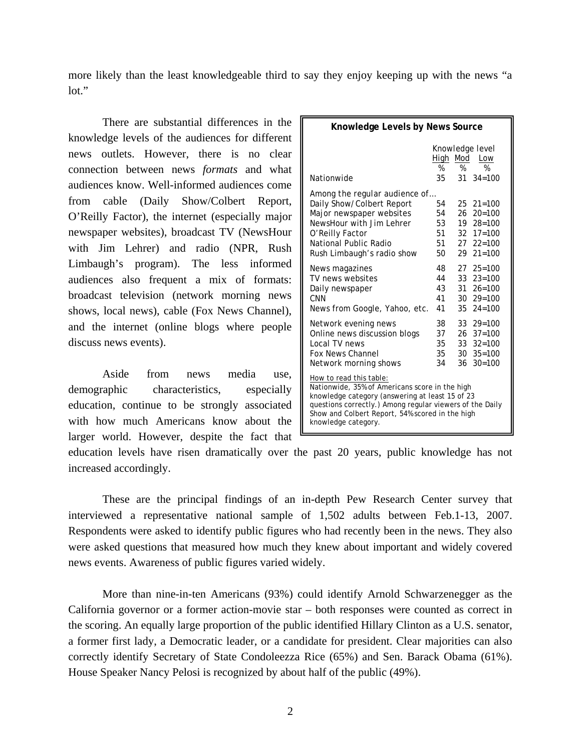more likely than the least knowledgeable third to say they enjoy keeping up with the news "a lot."

There are substantial differences in the knowledge levels of the audiences for different news outlets. However, there is no clear connection between news *formats* and what audiences know. Well-informed audiences come from cable (Daily Show/Colbert Report, O'Reilly Factor), the internet (especially major newspaper websites), broadcast TV (NewsHour with Jim Lehrer) and radio (NPR, Rush Limbaugh's program). The less informed audiences also frequent a mix of formats: broadcast television (network morning news shows, local news), cable (Fox News Channel), and the internet (online blogs where people discuss news events).

**Knowledge Levels by News Source**

| | Knowledge level | | |
|---|---|---|---|
| | High | Mod | Low |
| | % | % | % |
| Nationwide | 35 | 31 | 34=100 |
| Among the regular audience of… | | | |
| Daily Show/Colbert Report | 54 | 25 | 21=100 |
| Major newspaper websites | 54 | 26 | 20=100 |
| NewsHour with Jim Lehrer | 53 | 19 | 28=100 |
| O'Reilly Factor | 51 | 32 | 17=100 |
| National Public Radio | 51 | 27 | 22=100 |
| Rush Limbaugh's radio show | 50 | 29 | 21=100 |
| News magazines | 48 | 27 | 25=100 |
| TV news websites | 44 | 33 | 23=100 |
| Daily newspaper | 43 | 31 | 26=100 |
| CNN | 41 | 30 | 29=100 |
| News from Google, Yahoo, etc. | 41 | 35 | 24=100 |
| Network evening news | 38 | 33 | 29=100 |
| Online news discussion blogs | 37 | 26 | 37=100 |
| Local TV news | 35 | 33 | 32=100 |
| Fox News Channel | 35 | 30 | 35=100 |
| Network morning shows | 34 | 36 | 30=100 |

How to read this table:
Nationwide, 35% of Americans score in the high knowledge category (answering at least 15 of 23 questions correctly.) Among regular viewers of the Daily Show and Colbert Report, 54% scored in the high knowledge category.

Aside from news media use, demographic characteristics, especially education, continue to be strongly associated with how much Americans know about the larger world. However, despite the fact that education levels have risen dramatically over the past 20 years, public knowledge has not increased accordingly.

These are the principal findings of an in-depth Pew Research Center survey that interviewed a representative national sample of 1,502 adults between Feb.1-13, 2007. Respondents were asked to identify public figures who had recently been in the news. They also were asked questions that measured how much they knew about important and widely covered news events. Awareness of public figures varied widely.

More than nine-in-ten Americans (93%) could identify Arnold Schwarzenegger as the California governor or a former action-movie star – both responses were counted as correct in the scoring. An equally large proportion of the public identified Hillary Clinton as a U.S. senator, a former first lady, a Democratic leader, or a candidate for president. Clear majorities can also correctly identify Secretary of State Condoleezza Rice (65%) and Sen. Barack Obama (61%). House Speaker Nancy Pelosi is recognized by about half of the public (49%).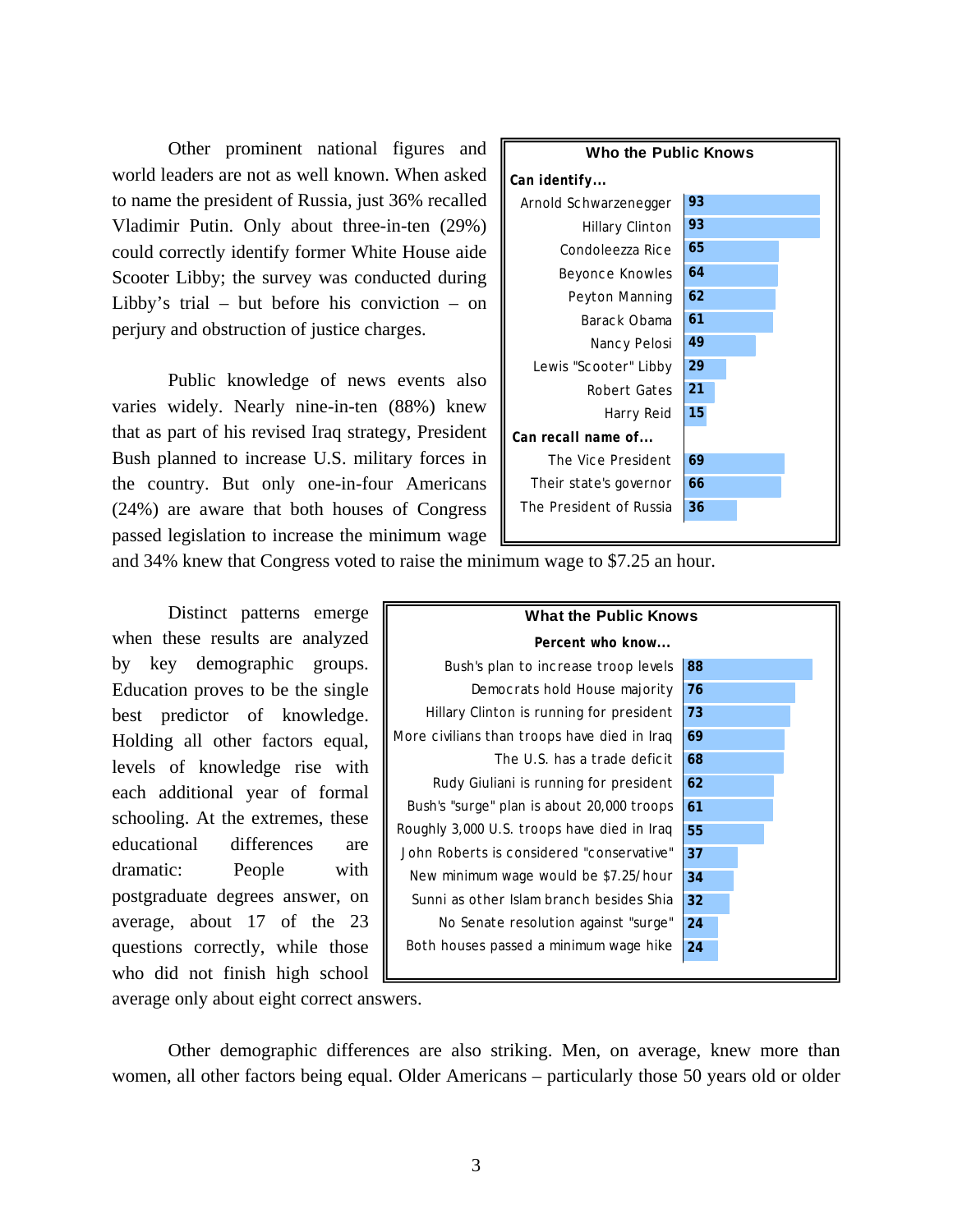Other prominent national figures and world leaders are not as well known. When asked to name the president of Russia, just 36% recalled Vladimir Putin. Only about three-in-ten (29%) could correctly identify former White House aide Scooter Libby; the survey was conducted during Libby's trial – but before his conviction – on perjury and obstruction of justice charges.

**Who the Public Knows**

| Can identify... | |
|---|---|
| Arnold Schwarzenegger | 93 |
| Hillary Clinton | 93 |
| Condoleezza Rice | 65 |
| Beyonce Knowles | 64 |
| Peyton Manning | 62 |
| Barack Obama | 61 |
| Nancy Pelosi | 49 |
| Lewis "Scooter" Libby | 29 |
| Robert Gates | 21 |
| Harry Reid | 15 |
| **Can recall name of...** | |
| The Vice President | 69 |
| Their state's governor | 66 |
| The President of Russia | 36 |

Public knowledge of news events also varies widely. Nearly nine-in-ten (88%) knew that as part of his revised Iraq strategy, President Bush planned to increase U.S. military forces in the country. But only one-in-four Americans (24%) are aware that both houses of Congress passed legislation to increase the minimum wage and 34% knew that Congress voted to raise the minimum wage to $7.25 an hour.

Distinct patterns emerge when these results are analyzed by key demographic groups. Education proves to be the single best predictor of knowledge. Holding all other factors equal, levels of knowledge rise with each additional year of formal schooling. At the extremes, these educational differences are dramatic: People with postgraduate degrees answer, on average, about 17 of the 23 questions correctly, while those who did not finish high school average only about eight correct answers.

**What the Public Knows**

| Percent who know... | |
|---|---|
| Bush's plan to increase troop levels | 88 |
| Democrats hold House majority | 76 |
| Hillary Clinton is running for president | 73 |
| More civilians than troops have died in Iraq | 69 |
| The U.S. has a trade deficit | 68 |
| Rudy Giuliani is running for president | 62 |
| Bush's "surge" plan is about 20,000 troops | 61 |
| Roughly 3,000 U.S. troops have died in Iraq | 55 |
| John Roberts is considered "conservative" | 37 |
| New minimum wage would be $7.25/hour | 34 |
| Sunni as other Islam branch besides Shia | 32 |
| No Senate resolution against "surge" | 24 |
| Both houses passed a minimum wage hike | 24 |

Other demographic differences are also striking. Men, on average, knew more than women, all other factors being equal. Older Americans – particularly those 50 years old or older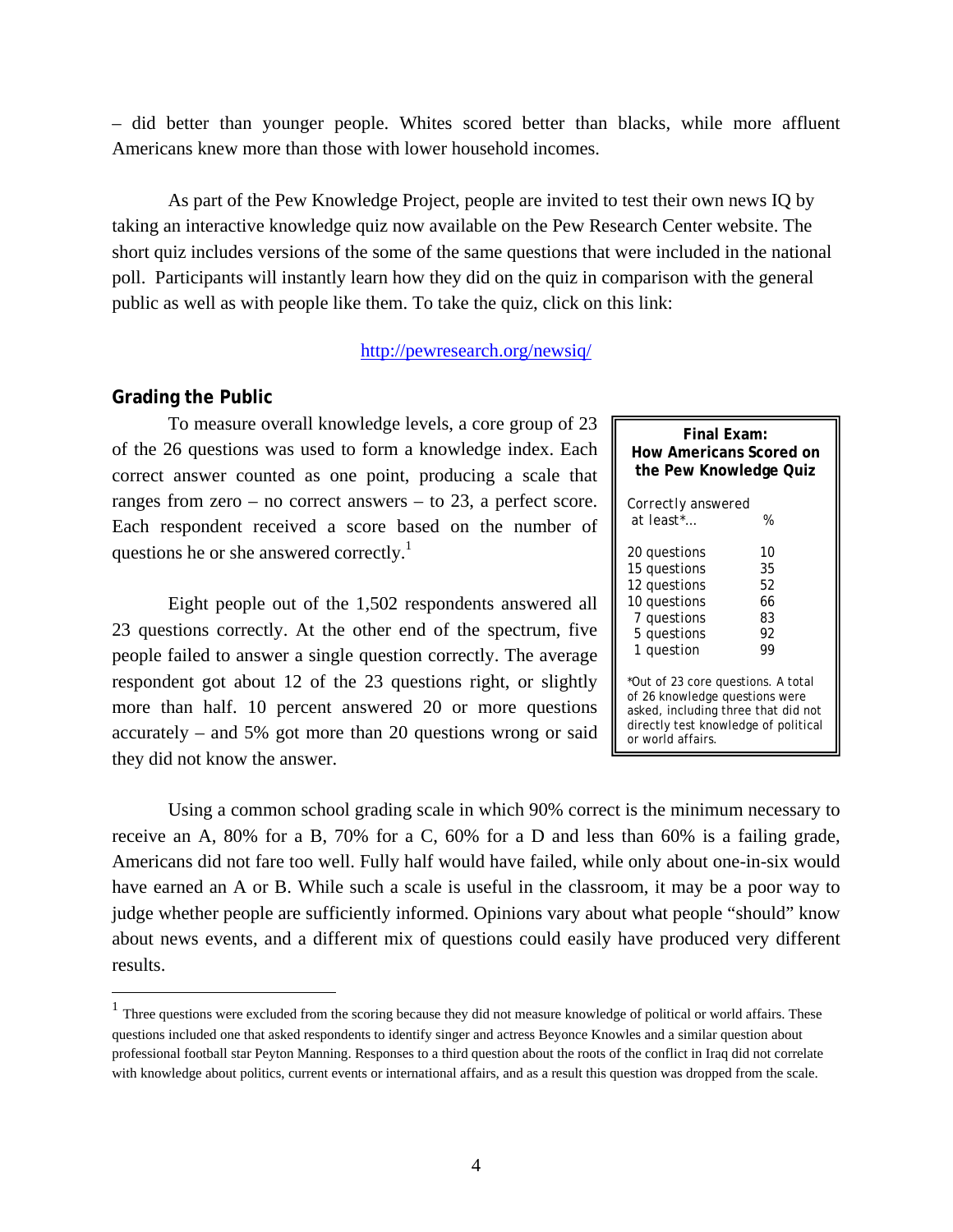– did better than younger people. Whites scored better than blacks, while more affluent Americans knew more than those with lower household incomes.

As part of the Pew Knowledge Project, people are invited to test their own news IQ by taking an interactive knowledge quiz now available on the Pew Research Center website. The short quiz includes versions of the some of the same questions that were included in the national poll. Participants will instantly learn how they did on the quiz in comparison with the general public as well as with people like them. To take the quiz, click on this link:

http://pewresearch.org/newsiq/

## Grading the Public

To measure overall knowledge levels, a core group of 23 of the 26 questions was used to form a knowledge index. Each correct answer counted as one point, producing a scale that ranges from zero – no correct answers – to 23, a perfect score. Each respondent received a score based on the number of questions he or she answered correctly.[1]

Eight people out of the 1,502 respondents answered all 23 questions correctly. At the other end of the spectrum, five people failed to answer a single question correctly. The average respondent got about 12 of the 23 questions right, or slightly more than half. 10 percent answered 20 or more questions accurately – and 5% got more than 20 questions wrong or said they did not know the answer.

**Final Exam: How Americans Scored on the Pew Knowledge Quiz**

| Correctly answered at least*… | % |
|---|---|
| 20 questions | 10 |
| 15 questions | 35 |
| 12 questions | 52 |
| 10 questions | 66 |
| 7 questions | 83 |
| 5 questions | 92 |
| 1 question | 99 |

*Out of 23 core questions. A total of 26 knowledge questions were asked, including three that did not directly test knowledge of political or world affairs.

Using a common school grading scale in which 90% correct is the minimum necessary to receive an A, 80% for a B, 70% for a C, 60% for a D and less than 60% is a failing grade, Americans did not fare too well. Fully half would have failed, while only about one-in-six would have earned an A or B. While such a scale is useful in the classroom, it may be a poor way to judge whether people are sufficiently informed. Opinions vary about what people "should" know about news events, and a different mix of questions could easily have produced very different results.

[1] Three questions were excluded from the scoring because they did not measure knowledge of political or world affairs. These questions included one that asked respondents to identify singer and actress Beyonce Knowles and a similar question about professional football star Peyton Manning. Responses to a third question about the roots of the conflict in Iraq did not correlate with knowledge about politics, current events or international affairs, and as a result this question was dropped from the scale.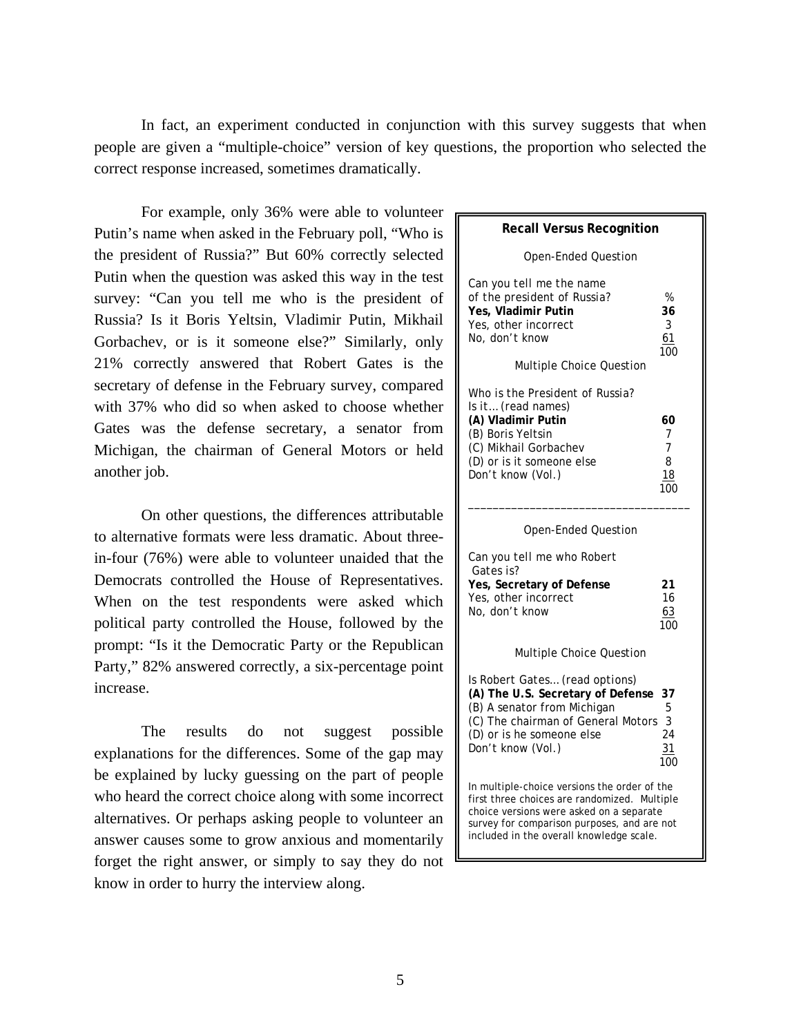In fact, an experiment conducted in conjunction with this survey suggests that when people are given a "multiple-choice" version of key questions, the proportion who selected the correct response increased, sometimes dramatically.

For example, only 36% were able to volunteer Putin's name when asked in the February poll, "Who is the president of Russia?" But 60% correctly selected Putin when the question was asked this way in the test survey: "Can you tell me who is the president of Russia? Is it Boris Yeltsin, Vladimir Putin, Mikhail Gorbachev, or is it someone else?" Similarly, only 21% correctly answered that Robert Gates is the secretary of defense in the February survey, compared with 37% who did so when asked to choose whether Gates was the defense secretary, a senator from Michigan, the chairman of General Motors or held another job.

On other questions, the differences attributable to alternative formats were less dramatic. About three-in-four (76%) were able to volunteer unaided that the Democrats controlled the House of Representatives. When on the test respondents were asked which political party controlled the House, followed by the prompt: "Is it the Democratic Party or the Republican Party," 82% answered correctly, a six-percentage point increase.

The results do not suggest possible explanations for the differences. Some of the gap may be explained by lucky guessing on the part of people who heard the correct choice along with some incorrect alternatives. Or perhaps asking people to volunteer an answer causes some to grow anxious and momentarily forget the right answer, or simply to say they do not know in order to hurry the interview along.

**Recall Versus Recognition**

Open-Ended Question

| Can you tell me the name of the president of Russia? | % |
|---|---|
| **Yes, Vladimir Putin** | **36** |
| Yes, other incorrect | 3 |
| No, don't know | 61 |
| | 100 |

Multiple Choice Question

| Who is the President of Russia? Is it… (read names) | |
|---|---|
| **(A) Vladimir Putin** | **60** |
| (B) Boris Yeltsin | 7 |
| (C) Mikhail Gorbachev | 7 |
| (D) or is it someone else | 8 |
| Don't know (Vol.) | 18 |
| | 100 |

Open-Ended Question

| Can you tell me who Robert Gates is? | |
|---|---|
| **Yes, Secretary of Defense** | **21** |
| Yes, other incorrect | 16 |
| No, don't know | 63 |
| | 100 |

Multiple Choice Question

| Is Robert Gates… (read options) | |
|---|---|
| **(A) The U.S. Secretary of Defense** | **37** |
| (B) A senator from Michigan | 5 |
| (C) The chairman of General Motors | 3 |
| (D) or is he someone else | 24 |
| Don't know (Vol.) | 31 |
| | 100 |

In multiple-choice versions the order of the first three choices are randomized. Multiple choice versions were asked on a separate survey for comparison purposes, and are not included in the overall knowledge scale.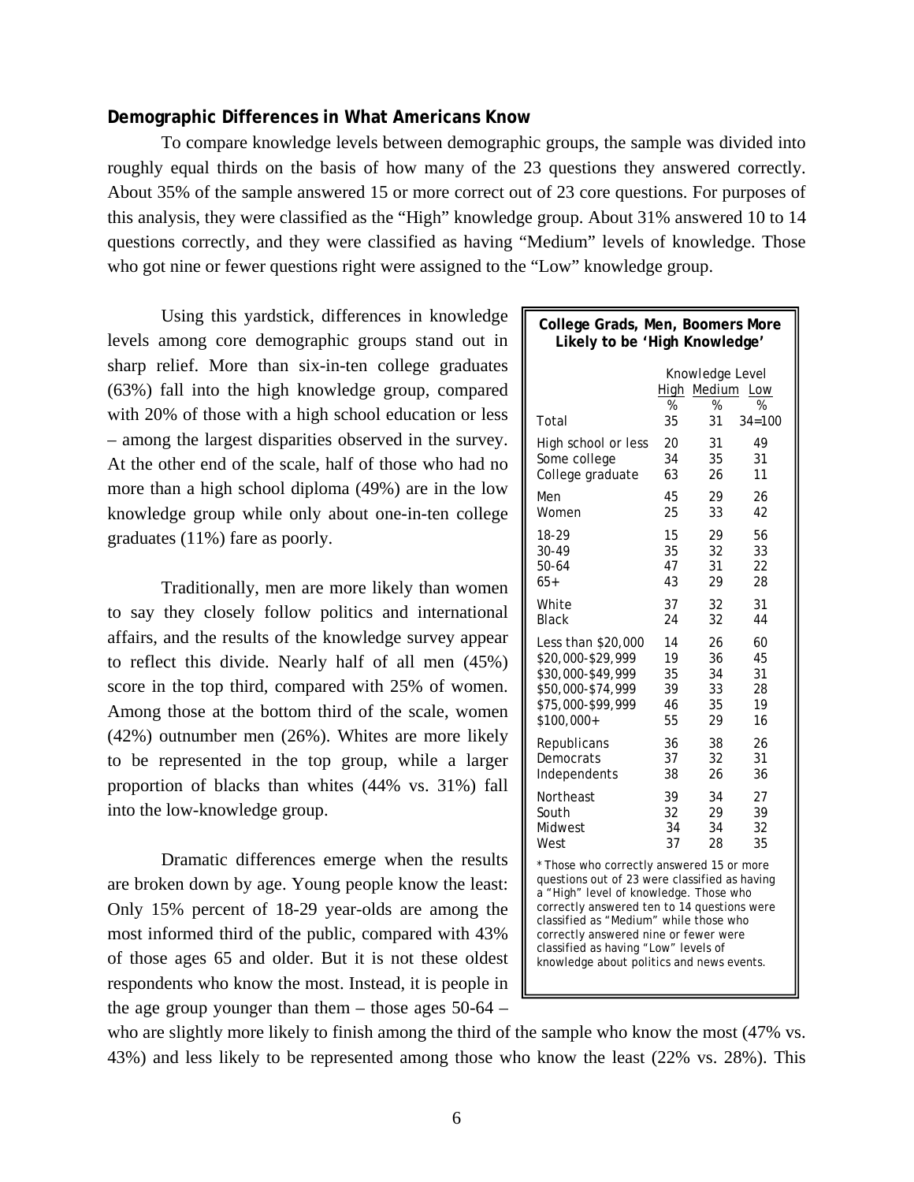### Demographic Differences in What Americans Know

To compare knowledge levels between demographic groups, the sample was divided into roughly equal thirds on the basis of how many of the 23 questions they answered correctly. About 35% of the sample answered 15 or more correct out of 23 core questions. For purposes of this analysis, they were classified as the "High" knowledge group. About 31% answered 10 to 14 questions correctly, and they were classified as having "Medium" levels of knowledge. Those who got nine or fewer questions right were assigned to the "Low" knowledge group.

Using this yardstick, differences in knowledge levels among core demographic groups stand out in sharp relief. More than six-in-ten college graduates (63%) fall into the high knowledge group, compared with 20% of those with a high school education or less – among the largest disparities observed in the survey. At the other end of the scale, half of those who had no more than a high school diploma (49%) are in the low knowledge group while only about one-in-ten college graduates (11%) fare as poorly.

**College Grads, Men, Boomers More Likely to be 'High Knowledge'**

| | Knowledge Level | | |
|---|---|---|---|
| | High | Medium | Low |
| | % | % | % |
| Total | 35 | 31 | 34=100 |
| High school or less | 20 | 31 | 49 |
| Some college | 34 | 35 | 31 |
| College graduate | 63 | 26 | 11 |
| Men | 45 | 29 | 26 |
| Women | 25 | 33 | 42 |
| 18-29 | 15 | 29 | 56 |
| 30-49 | 35 | 32 | 33 |
| 50-64 | 47 | 31 | 22 |
| 65+ | 43 | 29 | 28 |
| White | 37 | 32 | 31 |
| Black | 24 | 32 | 44 |
| Less than $20,000 | 14 | 26 | 60 |
| $20,000-$29,999 | 19 | 36 | 45 |
| $30,000-$49,999 | 35 | 34 | 31 |
| $50,000-$74,999 | 39 | 33 | 28 |
| $75,000-$99,999 | 46 | 35 | 19 |
| $100,000+ | 55 | 29 | 16 |
| Republicans | 36 | 38 | 26 |
| Democrats | 37 | 32 | 31 |
| Independents | 38 | 26 | 36 |
| Northeast | 39 | 34 | 27 |
| South | 32 | 29 | 39 |
| Midwest | 34 | 34 | 32 |
| West | 37 | 28 | 35 |

* Those who correctly answered 15 or more questions out of 23 were classified as having a "High" level of knowledge. Those who correctly answered ten to 14 questions were classified as "Medium" while those who correctly answered nine or fewer were classified as having "Low" levels of knowledge about politics and news events.

Traditionally, men are more likely than women to say they closely follow politics and international affairs, and the results of the knowledge survey appear to reflect this divide. Nearly half of all men (45%) score in the top third, compared with 25% of women. Among those at the bottom third of the scale, women (42%) outnumber men (26%). Whites are more likely to be represented in the top group, while a larger proportion of blacks than whites (44% vs. 31%) fall into the low-knowledge group.

Dramatic differences emerge when the results are broken down by age. Young people know the least: Only 15% percent of 18-29 year-olds are among the most informed third of the public, compared with 43% of those ages 65 and older. But it is not these oldest respondents who know the most. Instead, it is people in the age group younger than them – those ages 50-64 – who are slightly more likely to finish among the third of the sample who know the most (47% vs. 43%) and less likely to be represented among those who know the least (22% vs. 28%). This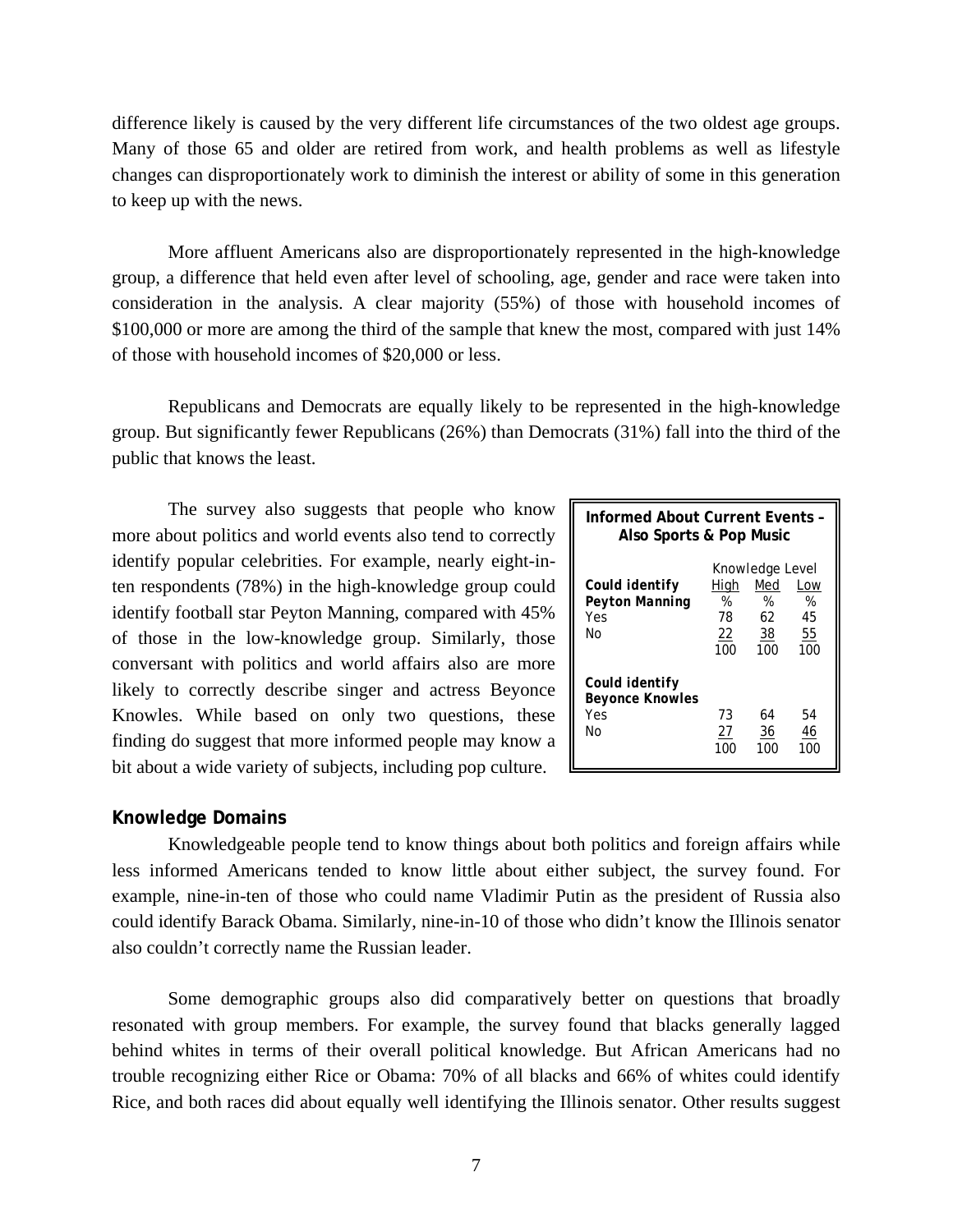difference likely is caused by the very different life circumstances of the two oldest age groups. Many of those 65 and older are retired from work, and health problems as well as lifestyle changes can disproportionately work to diminish the interest or ability of some in this generation to keep up with the news.

More affluent Americans also are disproportionately represented in the high-knowledge group, a difference that held even after level of schooling, age, gender and race were taken into consideration in the analysis. A clear majority (55%) of those with household incomes of $100,000 or more are among the third of the sample that knew the most, compared with just 14% of those with household incomes of $20,000 or less.

Republicans and Democrats are equally likely to be represented in the high-knowledge group. But significantly fewer Republicans (26%) than Democrats (31%) fall into the third of the public that knows the least.

The survey also suggests that people who know more about politics and world events also tend to correctly identify popular celebrities. For example, nearly eight-in-ten respondents (78%) in the high-knowledge group could identify football star Peyton Manning, compared with 45% of those in the low-knowledge group. Similarly, those conversant with politics and world affairs also are more likely to correctly describe singer and actress Beyonce Knowles. While based on only two questions, these finding do suggest that more informed people may know a bit about a wide variety of subjects, including pop culture.

**Informed About Current Events – Also Sports & Pop Music**

| | Knowledge Level | | |
|---|---|---|---|
| **Could identify Peyton Manning** | High | Med | Low |
| | % | % | % |
| Yes | 78 | 62 | 45 |
| No | 22 | 38 | 55 |
| | 100 | 100 | 100 |
| **Could identify Beyonce Knowles** | | | |
| Yes | 73 | 64 | 54 |
| No | 27 | 36 | 46 |
| | 100 | 100 | 100 |

## Knowledge Domains

Knowledgeable people tend to know things about both politics and foreign affairs while less informed Americans tended to know little about either subject, the survey found. For example, nine-in-ten of those who could name Vladimir Putin as the president of Russia also could identify Barack Obama. Similarly, nine-in-10 of those who didn't know the Illinois senator also couldn't correctly name the Russian leader.

Some demographic groups also did comparatively better on questions that broadly resonated with group members. For example, the survey found that blacks generally lagged behind whites in terms of their overall political knowledge. But African Americans had no trouble recognizing either Rice or Obama: 70% of all blacks and 66% of whites could identify Rice, and both races did about equally well identifying the Illinois senator. Other results suggest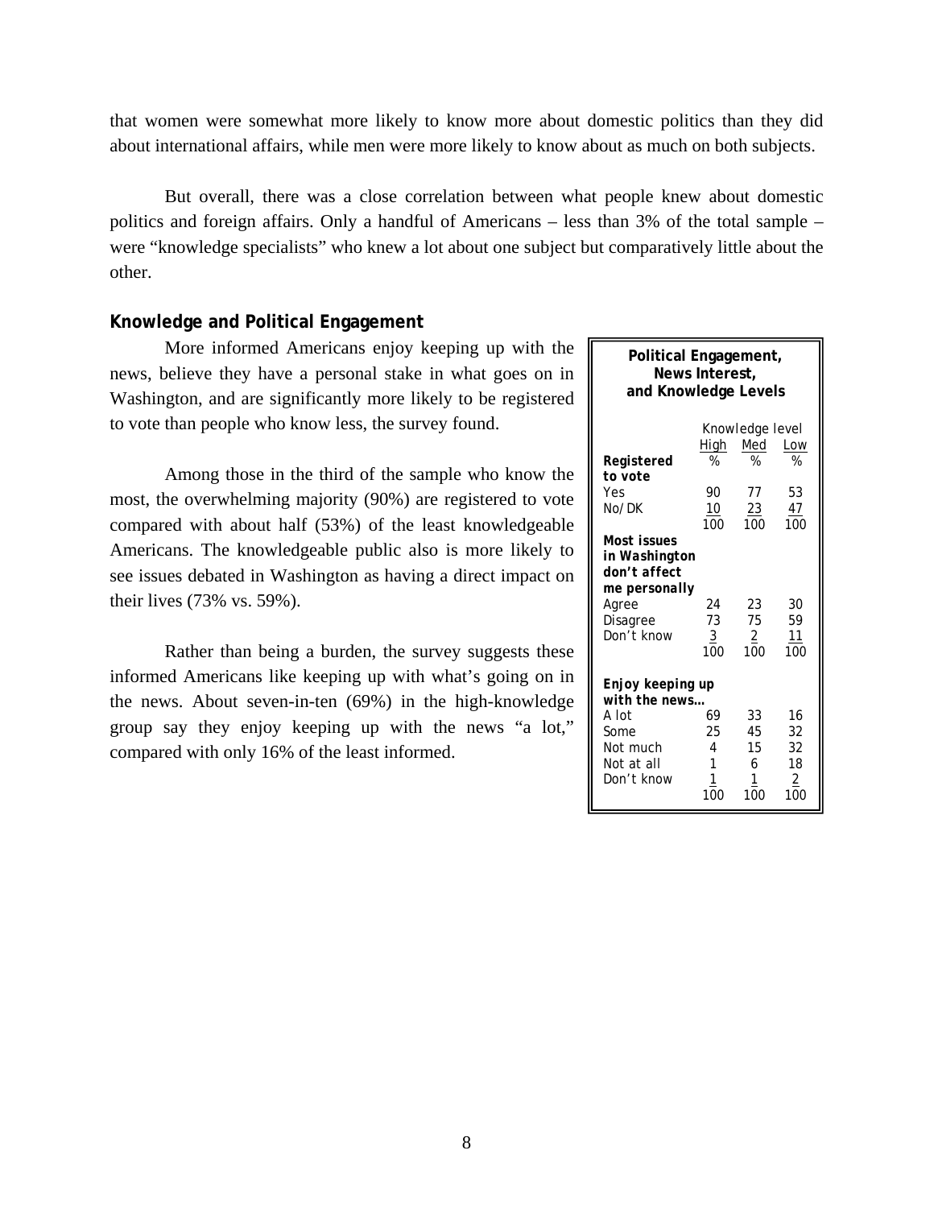that women were somewhat more likely to know more about domestic politics than they did about international affairs, while men were more likely to know about as much on both subjects.

But overall, there was a close correlation between what people knew about domestic politics and foreign affairs. Only a handful of Americans – less than 3% of the total sample – were "knowledge specialists" who knew a lot about one subject but comparatively little about the other.

### Knowledge and Political Engagement

More informed Americans enjoy keeping up with the news, believe they have a personal stake in what goes on in Washington, and are significantly more likely to be registered to vote than people who know less, the survey found.

Among those in the third of the sample who know the most, the overwhelming majority (90%) are registered to vote compared with about half (53%) of the least knowledgeable Americans. The knowledgeable public also is more likely to see issues debated in Washington as having a direct impact on their lives (73% vs. 59%).

Rather than being a burden, the survey suggests these informed Americans like keeping up with what's going on in the news. About seven-in-ten (69%) in the high-knowledge group say they enjoy keeping up with the news "a lot," compared with only 16% of the least informed.

**Political Engagement, News Interest, and Knowledge Levels**

| | Knowledge level | | |
|---|---|---|---|
| | High | Med | Low |
| **Registered to vote** | % | % | % |
| Yes | 90 | 77 | 53 |
| No/DK | 10 | 23 | 47 |
| | 100 | 100 | 100 |
| **Most issues in Washington don't affect me personally** | | | |
| Agree | 24 | 23 | 30 |
| Disagree | 73 | 75 | 59 |
| Don't know | 3 | 2 | 11 |
| | 100 | 100 | 100 |
| **Enjoy keeping up with the news…** | | | |
| A lot | 69 | 33 | 16 |
| Some | 25 | 45 | 32 |
| Not much | 4 | 15 | 32 |
| Not at all | 1 | 6 | 18 |
| Don't know | 1 | 1 | 2 |
| | 100 | 100 | 100 |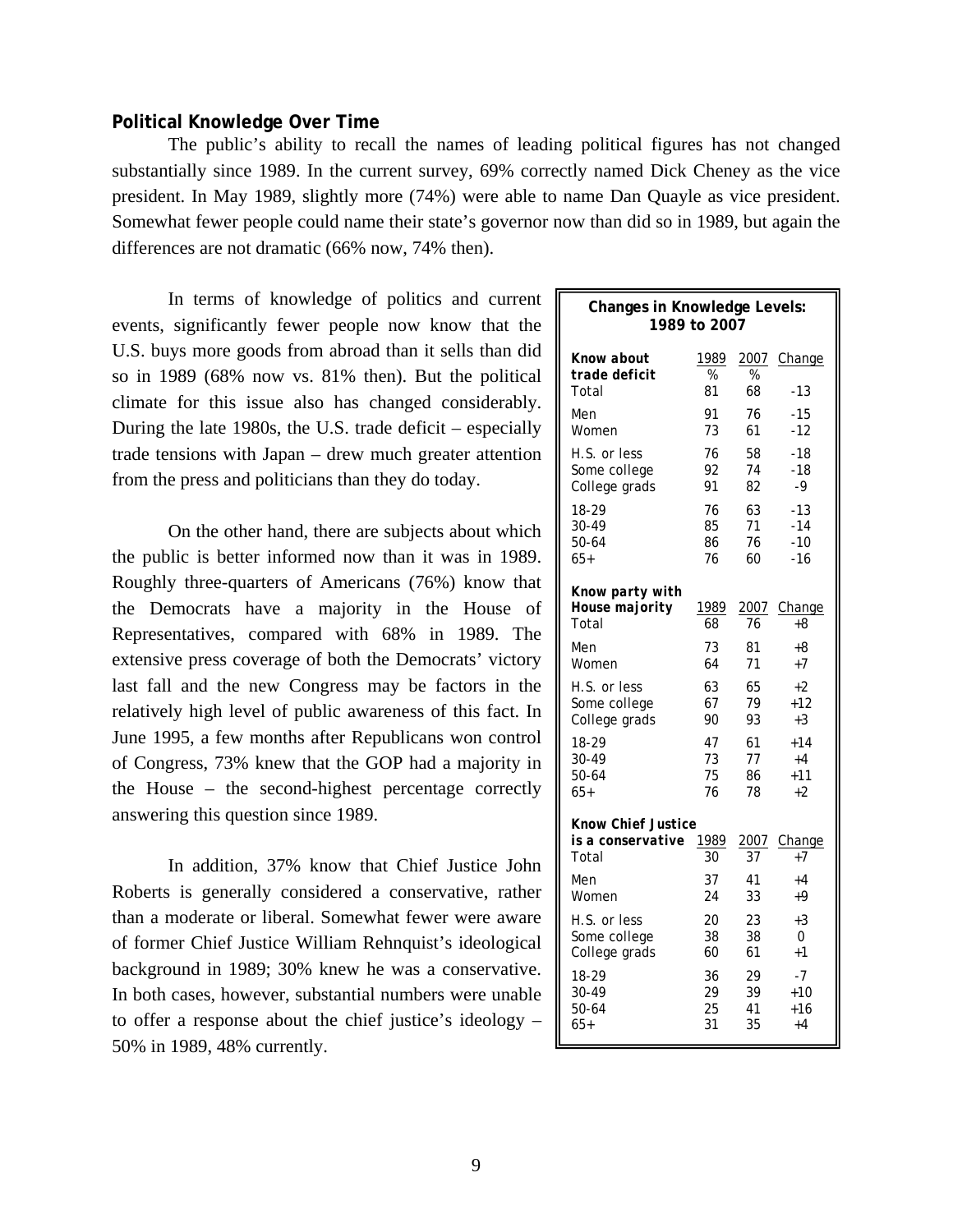**Political Knowledge Over Time**

The public's ability to recall the names of leading political figures has not changed substantially since 1989. In the current survey, 69% correctly named Dick Cheney as the vice president. In May 1989, slightly more (74%) were able to name Dan Quayle as vice president. Somewhat fewer people could name their state's governor now than did so in 1989, but again the differences are not dramatic (66% now, 74% then).

In terms of knowledge of politics and current events, significantly fewer people now know that the U.S. buys more goods from abroad than it sells than did so in 1989 (68% now vs. 81% then). But the political climate for this issue also has changed considerably. During the late 1980s, the U.S. trade deficit – especially trade tensions with Japan – drew much greater attention from the press and politicians than they do today.

On the other hand, there are subjects about which the public is better informed now than it was in 1989. Roughly three-quarters of Americans (76%) know that the Democrats have a majority in the House of Representatives, compared with 68% in 1989. The extensive press coverage of both the Democrats' victory last fall and the new Congress may be factors in the relatively high level of public awareness of this fact. In June 1995, a few months after Republicans won control of Congress, 73% knew that the GOP had a majority in the House – the second-highest percentage correctly answering this question since 1989.

In addition, 37% know that Chief Justice John Roberts is generally considered a conservative, rather than a moderate or liberal. Somewhat fewer were aware of former Chief Justice William Rehnquist's ideological background in 1989; 30% knew he was a conservative. In both cases, however, substantial numbers were unable to offer a response about the chief justice's ideology – 50% in 1989, 48% currently.

**Changes in Knowledge Levels: 1989 to 2007**

| *Know about trade deficit* | 1989 | 2007 | Change |
|---|---|---|---|
| | % | % | |
| Total | 81 | 68 | -13 |
| Men | 91 | 76 | -15 |
| Women | 73 | 61 | -12 |
| H.S. or less | 76 | 58 | -18 |
| Some college | 92 | 74 | -18 |
| College grads | 91 | 82 | -9 |
| 18-29 | 76 | 63 | -13 |
| 30-49 | 85 | 71 | -14 |
| 50-64 | 86 | 76 | -10 |
| 65+ | 76 | 60 | -16 |
| ***Know party with House majority*** | **1989** | **2007** | **Change** |
| Total | 68 | 76 | +8 |
| Men | 73 | 81 | +8 |
| Women | 64 | 71 | +7 |
| H.S. or less | 63 | 65 | +2 |
| Some college | 67 | 79 | +12 |
| College grads | 90 | 93 | +3 |
| 18-29 | 47 | 61 | +14 |
| 30-49 | 73 | 77 | +4 |
| 50-64 | 75 | 86 | +11 |
| 65+ | 76 | 78 | +2 |
| ***Know Chief Justice is a conservative*** | **1989** | **2007** | **Change** |
| Total | 30 | 37 | +7 |
| Men | 37 | 41 | +4 |
| Women | 24 | 33 | +9 |
| H.S. or less | 20 | 23 | +3 |
| Some college | 38 | 38 | 0 |
| College grads | 60 | 61 | +1 |
| 18-29 | 36 | 29 | -7 |
| 30-49 | 29 | 39 | +10 |
| 50-64 | 25 | 41 | +16 |
| 65+ | 31 | 35 | +4 |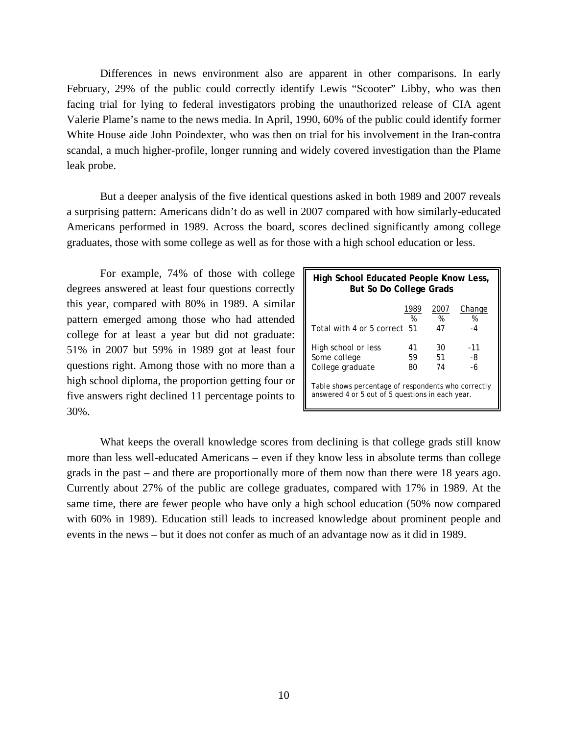Differences in news environment also are apparent in other comparisons. In early February, 29% of the public could correctly identify Lewis “Scooter” Libby, who was then facing trial for lying to federal investigators probing the unauthorized release of CIA agent Valerie Plame’s name to the news media. In April, 1990, 60% of the public could identify former White House aide John Poindexter, who was then on trial for his involvement in the Iran-contra scandal, a much higher-profile, longer running and widely covered investigation than the Plame leak probe.

But a deeper analysis of the five identical questions asked in both 1989 and 2007 reveals a surprising pattern: Americans didn’t do as well in 2007 compared with how similarly-educated Americans performed in 1989. Across the board, scores declined significantly among college graduates, those with some college as well as for those with a high school education or less.

For example, 74% of those with college degrees answered at least four questions correctly this year, compared with 80% in 1989. A similar pattern emerged among those who had attended college for at least a year but did not graduate: 51% in 2007 but 59% in 1989 got at least four questions right. Among those with no more than a high school diploma, the proportion getting four or five answers right declined 11 percentage points to 30%.

**High School Educated People Know Less, But So Do College Grads**

| | 1989 | 2007 | Change |
|---|---|---|---|
| | % | % | % |
| Total with 4 or 5 correct | 51 | 47 | -4 |
| High school or less | 41 | 30 | -11 |
| Some college | 59 | 51 | -8 |
| College graduate | 80 | 74 | -6 |

Table shows percentage of respondents who correctly answered 4 or 5 out of 5 questions in each year.

What keeps the overall knowledge scores from declining is that college grads still know more than less well-educated Americans – even if they know less in absolute terms than college grads in the past – and there are proportionally more of them now than there were 18 years ago. Currently about 27% of the public are college graduates, compared with 17% in 1989. At the same time, there are fewer people who have only a high school education (50% now compared with 60% in 1989). Education still leads to increased knowledge about prominent people and events in the news – but it does not confer as much of an advantage now as it did in 1989.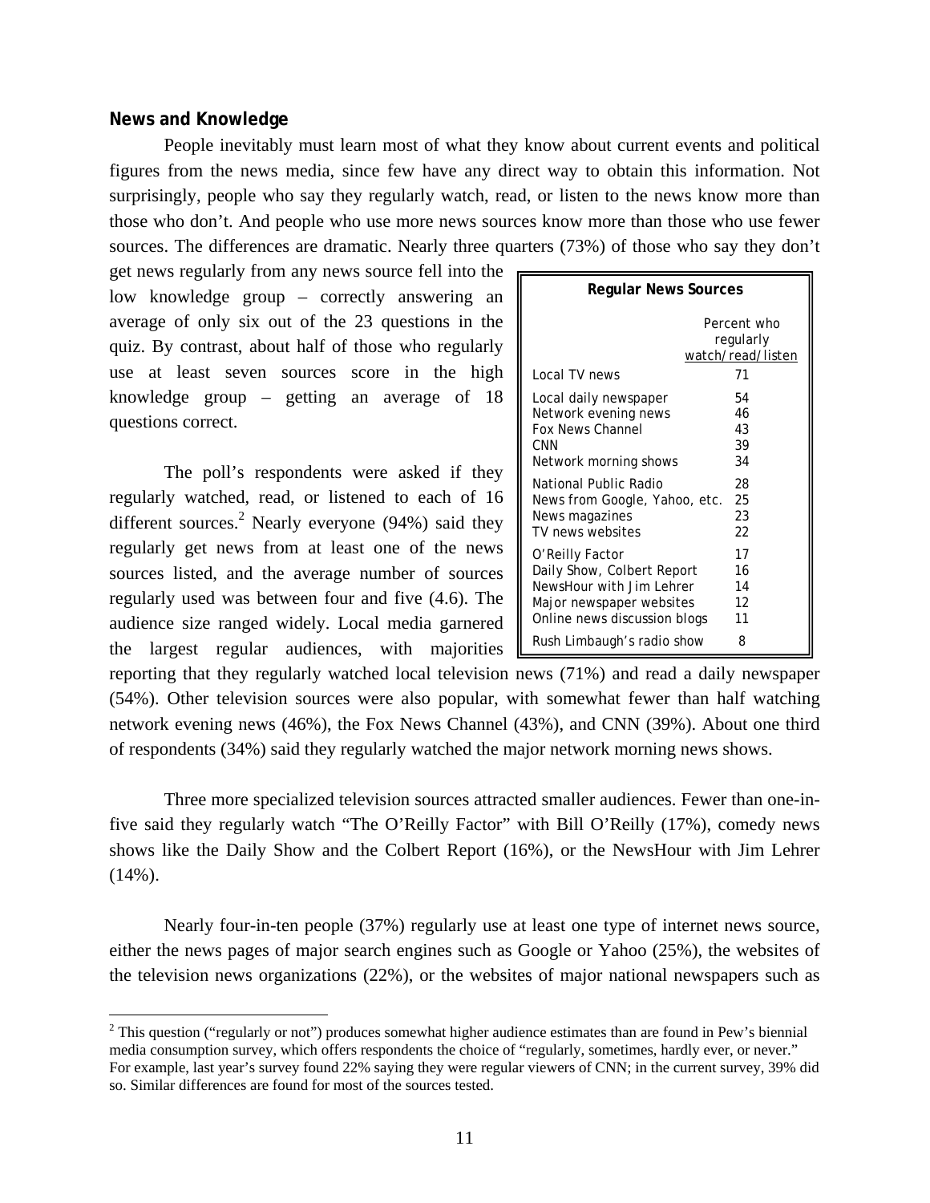### News and Knowledge

People inevitably must learn most of what they know about current events and political figures from the news media, since few have any direct way to obtain this information. Not surprisingly, people who say they regularly watch, read, or listen to the news know more than those who don't. And people who use more news sources know more than those who use fewer sources. The differences are dramatic. Nearly three quarters (73%) of those who say they don't get news regularly from any news source fell into the low knowledge group – correctly answering an average of only six out of the 23 questions in the quiz. By contrast, about half of those who regularly use at least seven sources score in the high knowledge group – getting an average of 18 questions correct.

**Regular News Sources**

| | Percent who regularly watch/read/listen |
|---|---|
| Local TV news | 71 |
| Local daily newspaper | 54 |
| Network evening news | 46 |
| Fox News Channel | 43 |
| CNN | 39 |
| Network morning shows | 34 |
| National Public Radio | 28 |
| News from Google, Yahoo, etc. | 25 |
| News magazines | 23 |
| TV news websites | 22 |
| O'Reilly Factor | 17 |
| Daily Show, Colbert Report | 16 |
| NewsHour with Jim Lehrer | 14 |
| Major newspaper websites | 12 |
| Online news discussion blogs | 11 |
| Rush Limbaugh's radio show | 8 |

The poll's respondents were asked if they regularly watched, read, or listened to each of 16 different sources.[2] Nearly everyone (94%) said they regularly get news from at least one of the news sources listed, and the average number of sources regularly used was between four and five (4.6). The audience size ranged widely. Local media garnered the largest regular audiences, with majorities reporting that they regularly watched local television news (71%) and read a daily newspaper (54%). Other television sources were also popular, with somewhat fewer than half watching network evening news (46%), the Fox News Channel (43%), and CNN (39%). About one third of respondents (34%) said they regularly watched the major network morning news shows.

Three more specialized television sources attracted smaller audiences. Fewer than one-in-five said they regularly watch "The O'Reilly Factor" with Bill O'Reilly (17%), comedy news shows like the Daily Show and the Colbert Report (16%), or the NewsHour with Jim Lehrer (14%).

Nearly four-in-ten people (37%) regularly use at least one type of internet news source, either the news pages of major search engines such as Google or Yahoo (25%), the websites of the television news organizations (22%), or the websites of major national newspapers such as

[2] This question ("regularly or not") produces somewhat higher audience estimates than are found in Pew's biennial media consumption survey, which offers respondents the choice of "regularly, sometimes, hardly ever, or never." For example, last year's survey found 22% saying they were regular viewers of CNN; in the current survey, 39% did so. Similar differences are found for most of the sources tested.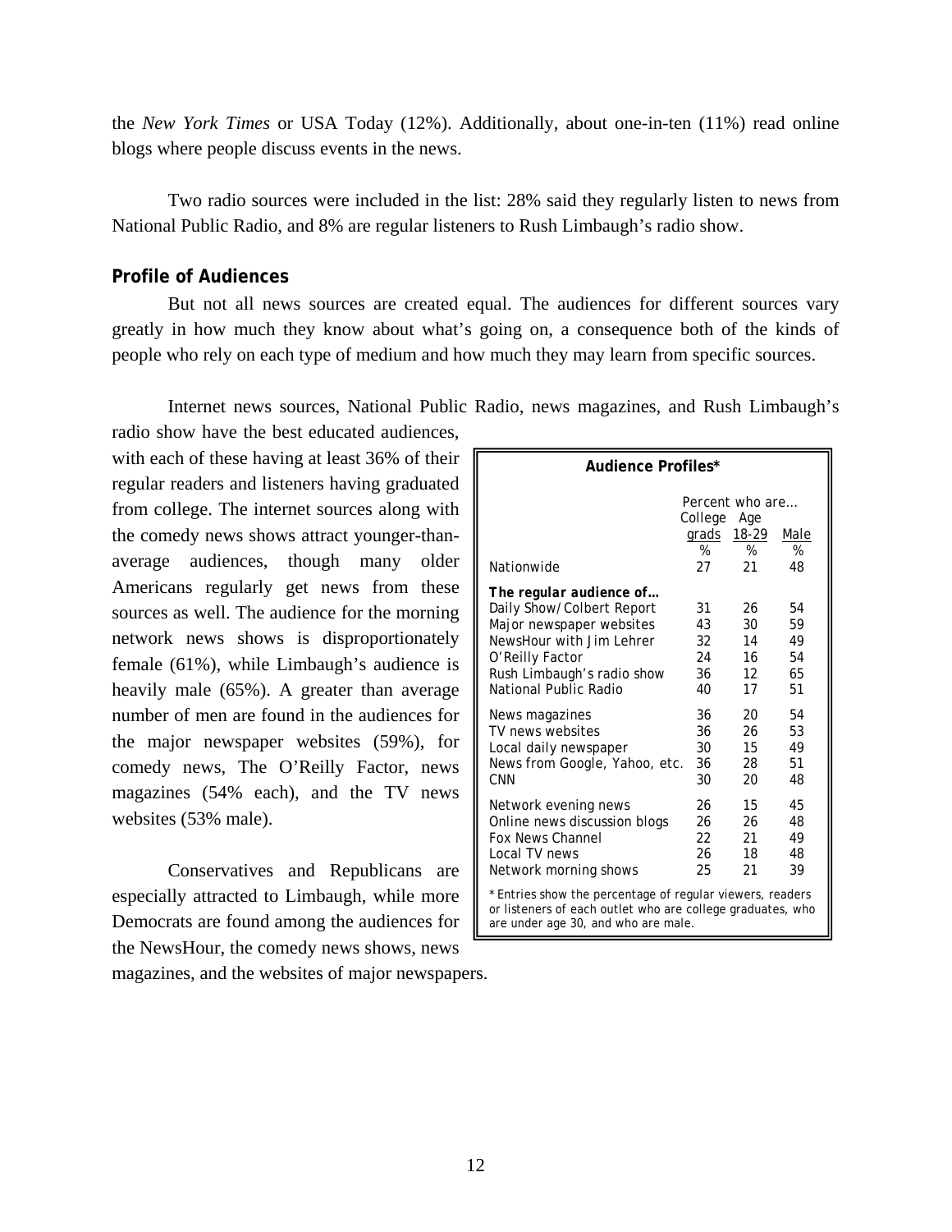the *New York Times* or USA Today (12%). Additionally, about one-in-ten (11%) read online blogs where people discuss events in the news.

Two radio sources were included in the list: 28% said they regularly listen to news from National Public Radio, and 8% are regular listeners to Rush Limbaugh's radio show.

**Profile of Audiences**

But not all news sources are created equal. The audiences for different sources vary greatly in how much they know about what's going on, a consequence both of the kinds of people who rely on each type of medium and how much they may learn from specific sources.

Internet news sources, National Public Radio, news magazines, and Rush Limbaugh's radio show have the best educated audiences, with each of these having at least 36% of their regular readers and listeners having graduated from college. The internet sources along with the comedy news shows attract younger-than-average audiences, though many older Americans regularly get news from these sources as well. The audience for the morning network news shows is disproportionately female (61%), while Limbaugh's audience is heavily male (65%). A greater than average number of men are found in the audiences for the major newspaper websites (59%), for comedy news, The O'Reilly Factor, news magazines (54% each), and the TV news websites (53% male).

Conservatives and Republicans are especially attracted to Limbaugh, while more Democrats are found among the audiences for the NewsHour, the comedy news shows, news magazines, and the websites of major newspapers.

**Audience Profiles***

| | Percent who are… | | |
|---|---|---|---|
| | College grads | Age 18-29 | Male |
| | % | % | % |
| Nationwide | 27 | 21 | 48 |
| ***The regular audience of…*** | | | |
| Daily Show/Colbert Report | 31 | 26 | 54 |
| Major newspaper websites | 43 | 30 | 59 |
| NewsHour with Jim Lehrer | 32 | 14 | 49 |
| O'Reilly Factor | 24 | 16 | 54 |
| Rush Limbaugh's radio show | 36 | 12 | 65 |
| National Public Radio | 40 | 17 | 51 |
| News magazines | 36 | 20 | 54 |
| TV news websites | 36 | 26 | 53 |
| Local daily newspaper | 30 | 15 | 49 |
| News from Google, Yahoo, etc. | 36 | 28 | 51 |
| CNN | 30 | 20 | 48 |
| Network evening news | 26 | 15 | 45 |
| Online news discussion blogs | 26 | 26 | 48 |
| Fox News Channel | 22 | 21 | 49 |
| Local TV news | 26 | 18 | 48 |
| Network morning shows | 25 | 21 | 39 |

* Entries show the percentage of regular viewers, readers or listeners of each outlet who are college graduates, who are under age 30, and who are male.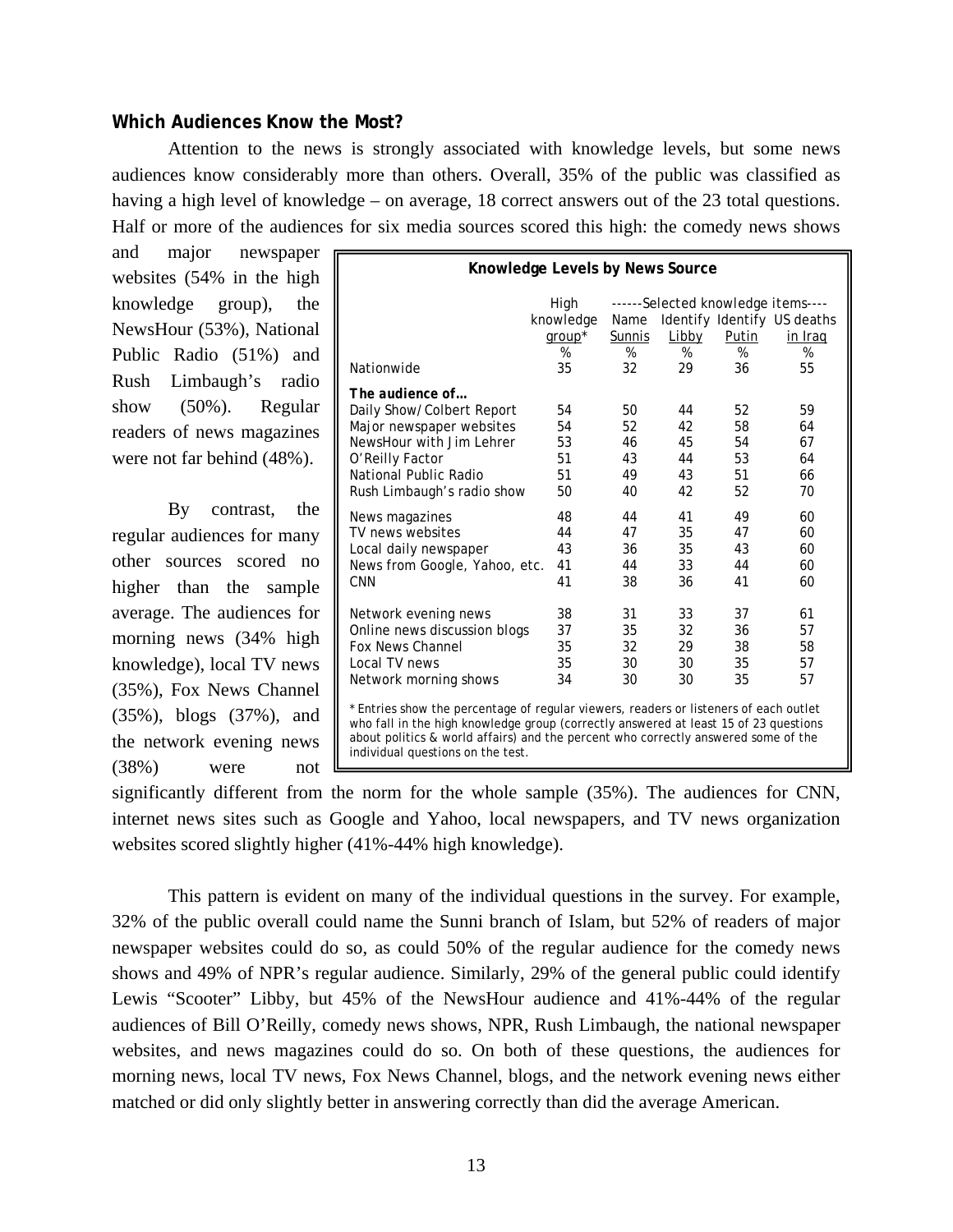### Which Audiences Know the Most?

Attention to the news is strongly associated with knowledge levels, but some news audiences know considerably more than others. Overall, 35% of the public was classified as having a high level of knowledge – on average, 18 correct answers out of the 23 total questions. Half or more of the audiences for six media sources scored this high: the comedy news shows and major newspaper websites (54% in the high knowledge group), the NewsHour (53%), National Public Radio (51%) and Rush Limbaugh's radio show (50%). Regular readers of news magazines were not far behind (48%).

By contrast, the regular audiences for many other sources scored no higher than the sample average. The audiences for morning news (34% high knowledge), local TV news (35%), Fox News Channel (35%), blogs (37%), and the network evening news (38%) were not significantly different from the norm for the whole sample (35%). The audiences for CNN, internet news sites such as Google and Yahoo, local newspapers, and TV news organization websites scored slightly higher (41%-44% high knowledge).

**Knowledge Levels by News Source**

| | High knowledge group* | ------Selected knowledge items---- | | | |
|---|---|---|---|---|---|
| | | Name Sunnis | Identify Libby | Identify Putin | US deaths in Iraq |
| | % | % | % | % | % |
| Nationwide | 35 | 32 | 29 | 36 | 55 |
| ***The audience of…*** | | | | | |
| Daily Show/Colbert Report | 54 | 50 | 44 | 52 | 59 |
| Major newspaper websites | 54 | 52 | 42 | 58 | 64 |
| NewsHour with Jim Lehrer | 53 | 46 | 45 | 54 | 67 |
| O'Reilly Factor | 51 | 43 | 44 | 53 | 64 |
| National Public Radio | 51 | 49 | 43 | 51 | 66 |
| Rush Limbaugh's radio show | 50 | 40 | 42 | 52 | 70 |
| News magazines | 48 | 44 | 41 | 49 | 60 |
| TV news websites | 44 | 47 | 35 | 47 | 60 |
| Local daily newspaper | 43 | 36 | 35 | 43 | 60 |
| News from Google, Yahoo, etc. | 41 | 44 | 33 | 44 | 60 |
| CNN | 41 | 38 | 36 | 41 | 60 |
| Network evening news | 38 | 31 | 33 | 37 | 61 |
| Online news discussion blogs | 37 | 35 | 32 | 36 | 57 |
| Fox News Channel | 35 | 32 | 29 | 38 | 58 |
| Local TV news | 35 | 30 | 30 | 35 | 57 |
| Network morning shows | 34 | 30 | 30 | 35 | 57 |

\* Entries show the percentage of regular viewers, readers or listeners of each outlet who fall in the high knowledge group (correctly answered at least 15 of 23 questions about politics & world affairs) and the percent who correctly answered some of the individual questions on the test.

This pattern is evident on many of the individual questions in the survey. For example, 32% of the public overall could name the Sunni branch of Islam, but 52% of readers of major newspaper websites could do so, as could 50% of the regular audience for the comedy news shows and 49% of NPR's regular audience. Similarly, 29% of the general public could identify Lewis "Scooter" Libby, but 45% of the NewsHour audience and 41%-44% of the regular audiences of Bill O'Reilly, comedy news shows, NPR, Rush Limbaugh, the national newspaper websites, and news magazines could do so. On both of these questions, the audiences for morning news, local TV news, Fox News Channel, blogs, and the network evening news either matched or did only slightly better in answering correctly than did the average American.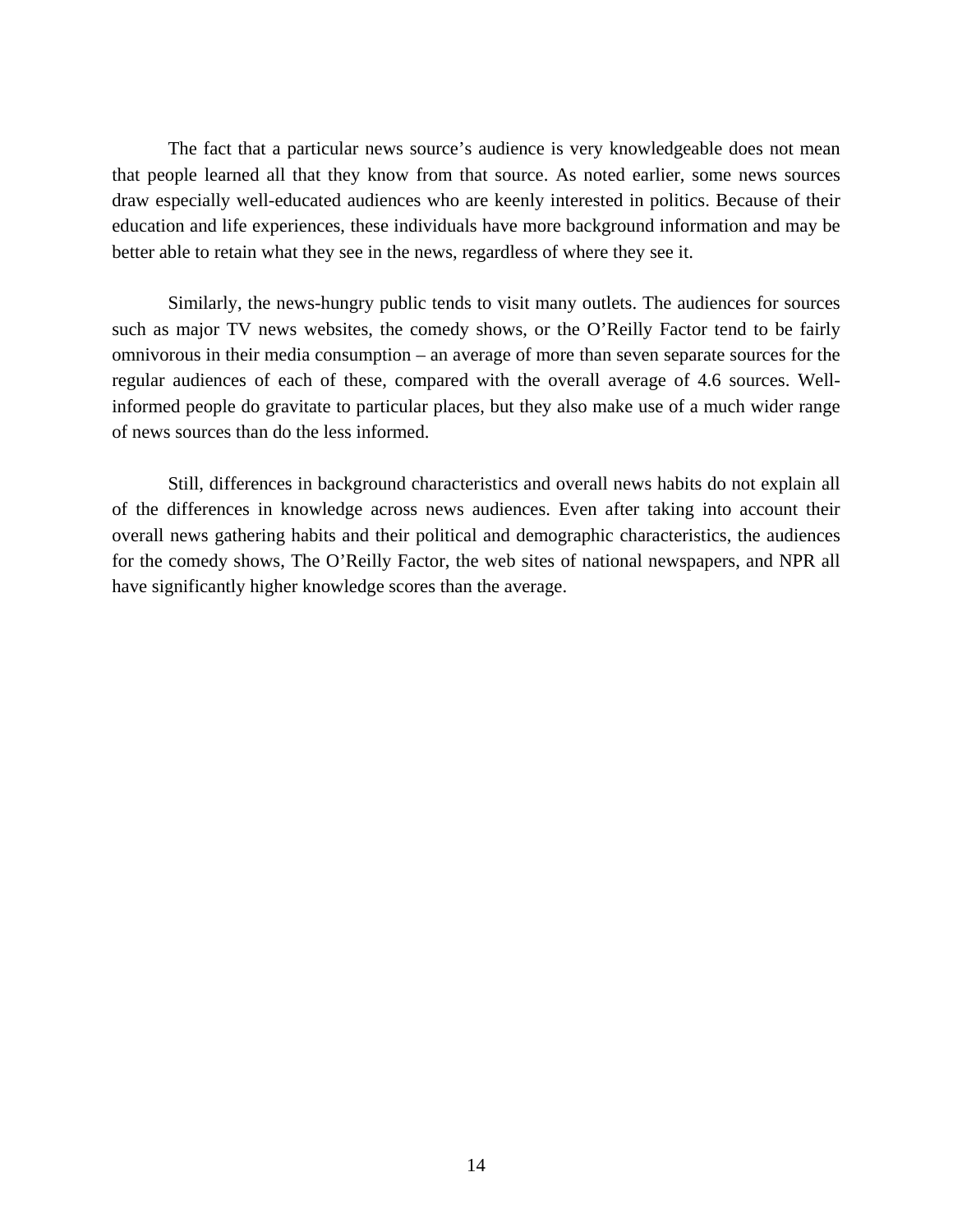The fact that a particular news source's audience is very knowledgeable does not mean that people learned all that they know from that source. As noted earlier, some news sources draw especially well-educated audiences who are keenly interested in politics. Because of their education and life experiences, these individuals have more background information and may be better able to retain what they see in the news, regardless of where they see it.

Similarly, the news-hungry public tends to visit many outlets. The audiences for sources such as major TV news websites, the comedy shows, or the O'Reilly Factor tend to be fairly omnivorous in their media consumption – an average of more than seven separate sources for the regular audiences of each of these, compared with the overall average of 4.6 sources. Well-informed people do gravitate to particular places, but they also make use of a much wider range of news sources than do the less informed.

Still, differences in background characteristics and overall news habits do not explain all of the differences in knowledge across news audiences. Even after taking into account their overall news gathering habits and their political and demographic characteristics, the audiences for the comedy shows, The O'Reilly Factor, the web sites of national newspapers, and NPR all have significantly higher knowledge scores than the average.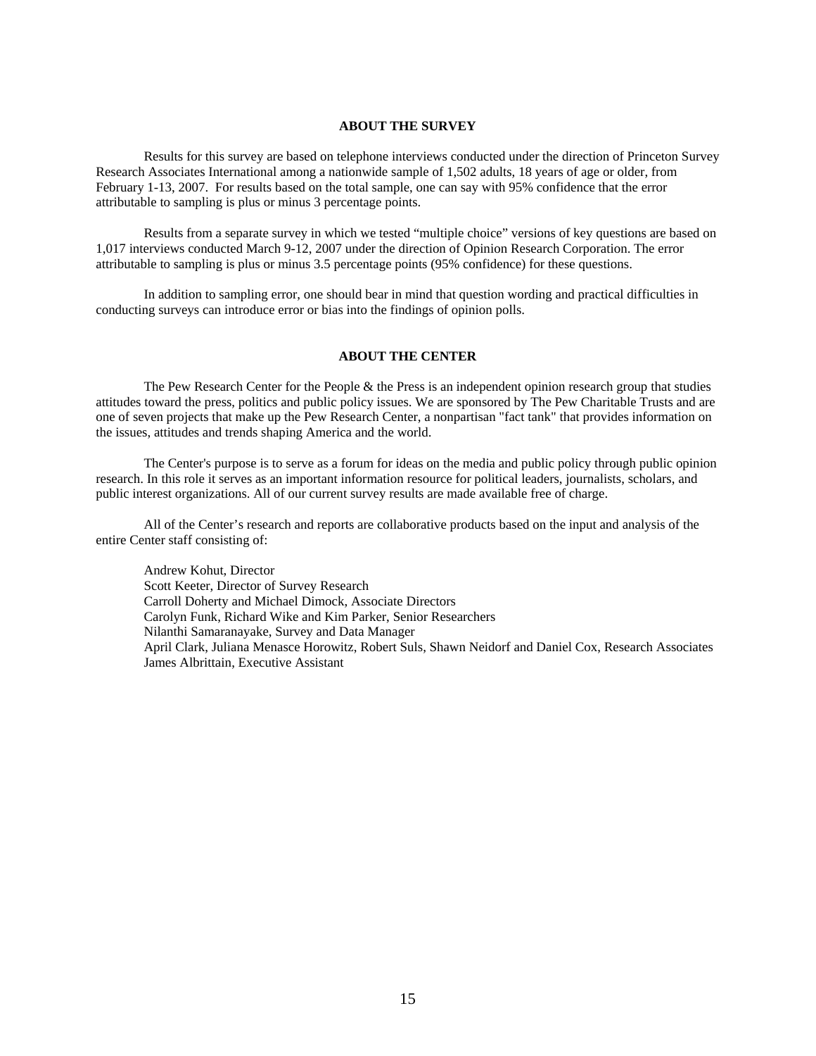## ABOUT THE SURVEY

Results for this survey are based on telephone interviews conducted under the direction of Princeton Survey Research Associates International among a nationwide sample of 1,502 adults, 18 years of age or older, from February 1-13, 2007. For results based on the total sample, one can say with 95% confidence that the error attributable to sampling is plus or minus 3 percentage points.

Results from a separate survey in which we tested "multiple choice" versions of key questions are based on 1,017 interviews conducted March 9-12, 2007 under the direction of Opinion Research Corporation. The error attributable to sampling is plus or minus 3.5 percentage points (95% confidence) for these questions.

In addition to sampling error, one should bear in mind that question wording and practical difficulties in conducting surveys can introduce error or bias into the findings of opinion polls.

## ABOUT THE CENTER

The Pew Research Center for the People & the Press is an independent opinion research group that studies attitudes toward the press, politics and public policy issues. We are sponsored by The Pew Charitable Trusts and are one of seven projects that make up the Pew Research Center, a nonpartisan "fact tank" that provides information on the issues, attitudes and trends shaping America and the world.

The Center's purpose is to serve as a forum for ideas on the media and public policy through public opinion research. In this role it serves as an important information resource for political leaders, journalists, scholars, and public interest organizations. All of our current survey results are made available free of charge.

All of the Center's research and reports are collaborative products based on the input and analysis of the entire Center staff consisting of:

Andrew Kohut, Director  
Scott Keeter, Director of Survey Research  
Carroll Doherty and Michael Dimock, Associate Directors  
Carolyn Funk, Richard Wike and Kim Parker, Senior Researchers  
Nilanthi Samaranayake, Survey and Data Manager  
April Clark, Juliana Menasce Horowitz, Robert Suls, Shawn Neidorf and Daniel Cox, Research Associates  
James Albrittain, Executive Assistant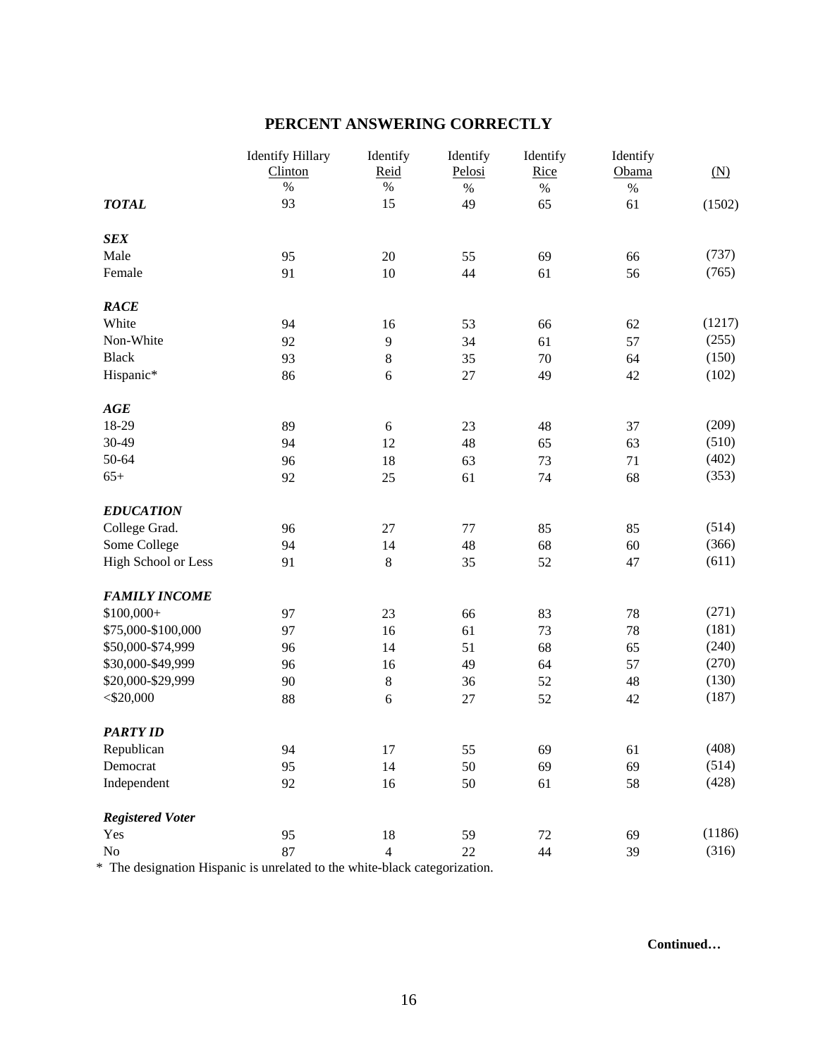## PERCENT ANSWERING CORRECTLY

| | Identify Hillary Clinton | Identify Reid | Identify Pelosi | Identify Rice | Identify Obama | (N) |
|---|---|---|---|---|---|---|
| | % | % | % | % | % | |
| ***TOTAL*** | 93 | 15 | 49 | 65 | 61 | (1502) |
| ***SEX*** | | | | | | |
| Male | 95 | 20 | 55 | 69 | 66 | (737) |
| Female | 91 | 10 | 44 | 61 | 56 | (765) |
| ***RACE*** | | | | | | |
| White | 94 | 16 | 53 | 66 | 62 | (1217) |
| Non-White | 92 | 9 | 34 | 61 | 57 | (255) |
| Black | 93 | 8 | 35 | 70 | 64 | (150) |
| Hispanic* | 86 | 6 | 27 | 49 | 42 | (102) |
| ***AGE*** | | | | | | |
| 18-29 | 89 | 6 | 23 | 48 | 37 | (209) |
| 30-49 | 94 | 12 | 48 | 65 | 63 | (510) |
| 50-64 | 96 | 18 | 63 | 73 | 71 | (402) |
| 65+ | 92 | 25 | 61 | 74 | 68 | (353) |
| ***EDUCATION*** | | | | | | |
| College Grad. | 96 | 27 | 77 | 85 | 85 | (514) |
| Some College | 94 | 14 | 48 | 68 | 60 | (366) |
| High School or Less | 91 | 8 | 35 | 52 | 47 | (611) |
| ***FAMILY INCOME*** | | | | | | |
| $100,000+ | 97 | 23 | 66 | 83 | 78 | (271) |
| $75,000-$100,000 | 97 | 16 | 61 | 73 | 78 | (181) |
| $50,000-$74,999 | 96 | 14 | 51 | 68 | 65 | (240) |
| $30,000-$49,999 | 96 | 16 | 49 | 64 | 57 | (270) |
| $20,000-$29,999 | 90 | 8 | 36 | 52 | 48 | (130) |
| <$20,000 | 88 | 6 | 27 | 52 | 42 | (187) |
| ***PARTY ID*** | | | | | | |
| Republican | 94 | 17 | 55 | 69 | 61 | (408) |
| Democrat | 95 | 14 | 50 | 69 | 69 | (514) |
| Independent | 92 | 16 | 50 | 61 | 58 | (428) |
| ***Registered Voter*** | | | | | | |
| Yes | 95 | 18 | 59 | 72 | 69 | (1186) |
| No | 87 | 4 | 22 | 44 | 39 | (316) |

* The designation Hispanic is unrelated to the white-black categorization.

**Continued…**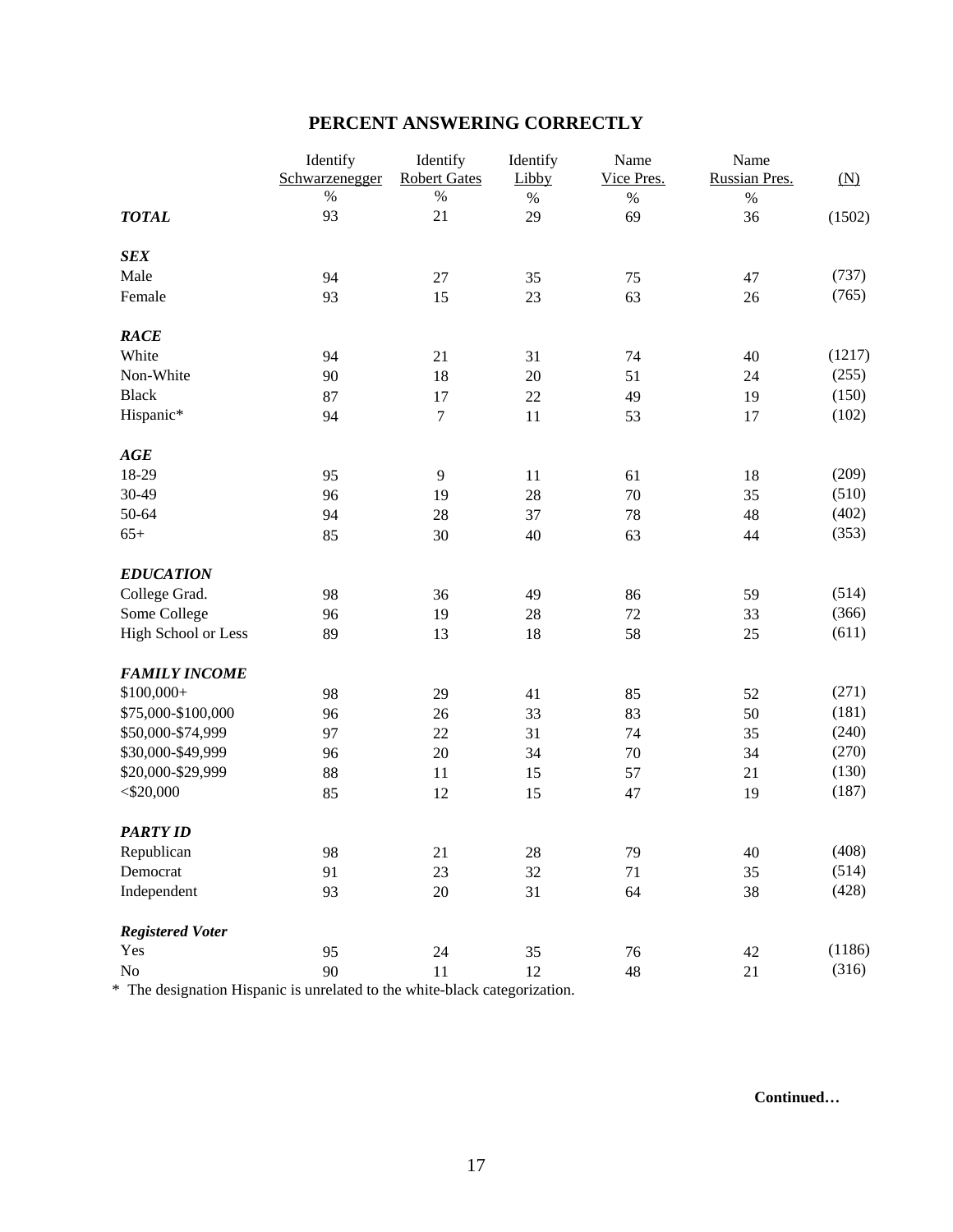## PERCENT ANSWERING CORRECTLY

| | Identify Schwarzenegger | Identify Robert Gates | Identify Libby | Name Vice Pres. | Name Russian Pres. | (N) |
|---|---|---|---|---|---|---|
| | % | % | % | % | % | |
| ***TOTAL*** | 93 | 21 | 29 | 69 | 36 | (1502) |
| ***SEX*** | | | | | | |
| Male | 94 | 27 | 35 | 75 | 47 | (737) |
| Female | 93 | 15 | 23 | 63 | 26 | (765) |
| ***RACE*** | | | | | | |
| White | 94 | 21 | 31 | 74 | 40 | (1217) |
| Non-White | 90 | 18 | 20 | 51 | 24 | (255) |
| Black | 87 | 17 | 22 | 49 | 19 | (150) |
| Hispanic* | 94 | 7 | 11 | 53 | 17 | (102) |
| ***AGE*** | | | | | | |
| 18-29 | 95 | 9 | 11 | 61 | 18 | (209) |
| 30-49 | 96 | 19 | 28 | 70 | 35 | (510) |
| 50-64 | 94 | 28 | 37 | 78 | 48 | (402) |
| 65+ | 85 | 30 | 40 | 63 | 44 | (353) |
| ***EDUCATION*** | | | | | | |
| College Grad. | 98 | 36 | 49 | 86 | 59 | (514) |
| Some College | 96 | 19 | 28 | 72 | 33 | (366) |
| High School or Less | 89 | 13 | 18 | 58 | 25 | (611) |
| ***FAMILY INCOME*** | | | | | | |
| $100,000+ | 98 | 29 | 41 | 85 | 52 | (271) |
| $75,000-$100,000 | 96 | 26 | 33 | 83 | 50 | (181) |
| $50,000-$74,999 | 97 | 22 | 31 | 74 | 35 | (240) |
| $30,000-$49,999 | 96 | 20 | 34 | 70 | 34 | (270) |
| $20,000-$29,999 | 88 | 11 | 15 | 57 | 21 | (130) |
| <$20,000 | 85 | 12 | 15 | 47 | 19 | (187) |
| ***PARTY ID*** | | | | | | |
| Republican | 98 | 21 | 28 | 79 | 40 | (408) |
| Democrat | 91 | 23 | 32 | 71 | 35 | (514) |
| Independent | 93 | 20 | 31 | 64 | 38 | (428) |
| ***Registered Voter*** | | | | | | |
| Yes | 95 | 24 | 35 | 76 | 42 | (1186) |
| No | 90 | 11 | 12 | 48 | 21 | (316) |

* The designation Hispanic is unrelated to the white-black categorization.

**Continued…**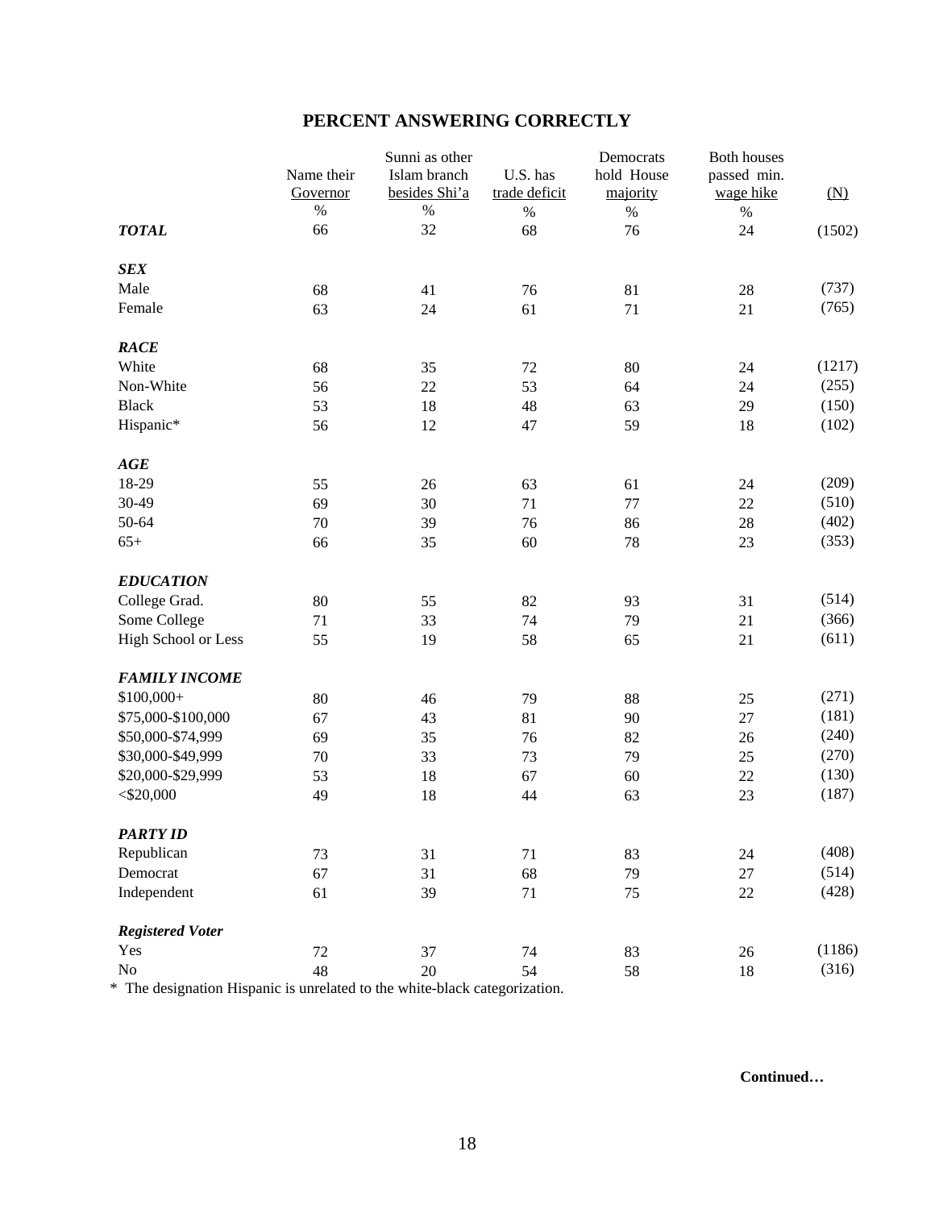## PERCENT ANSWERING CORRECTLY

| | Name their Governor | Sunni as other Islam branch besides Shi'a | U.S. has trade deficit | Democrats hold House majority | Both houses passed min. wage hike | (N) |
|---|---|---|---|---|---|---|
| | % | % | % | % | % | |
| ***TOTAL*** | 66 | 32 | 68 | 76 | 24 | (1502) |
| ***SEX*** | | | | | | |
| Male | 68 | 41 | 76 | 81 | 28 | (737) |
| Female | 63 | 24 | 61 | 71 | 21 | (765) |
| ***RACE*** | | | | | | |
| White | 68 | 35 | 72 | 80 | 24 | (1217) |
| Non-White | 56 | 22 | 53 | 64 | 24 | (255) |
| Black | 53 | 18 | 48 | 63 | 29 | (150) |
| Hispanic* | 56 | 12 | 47 | 59 | 18 | (102) |
| ***AGE*** | | | | | | |
| 18-29 | 55 | 26 | 63 | 61 | 24 | (209) |
| 30-49 | 69 | 30 | 71 | 77 | 22 | (510) |
| 50-64 | 70 | 39 | 76 | 86 | 28 | (402) |
| 65+ | 66 | 35 | 60 | 78 | 23 | (353) |
| ***EDUCATION*** | | | | | | |
| College Grad. | 80 | 55 | 82 | 93 | 31 | (514) |
| Some College | 71 | 33 | 74 | 79 | 21 | (366) |
| High School or Less | 55 | 19 | 58 | 65 | 21 | (611) |
| ***FAMILY INCOME*** | | | | | | |
| $100,000+ | 80 | 46 | 79 | 88 | 25 | (271) |
| $75,000-$100,000 | 67 | 43 | 81 | 90 | 27 | (181) |
| $50,000-$74,999 | 69 | 35 | 76 | 82 | 26 | (240) |
| $30,000-$49,999 | 70 | 33 | 73 | 79 | 25 | (270) |
| $20,000-$29,999 | 53 | 18 | 67 | 60 | 22 | (130) |
| <$20,000 | 49 | 18 | 44 | 63 | 23 | (187) |
| ***PARTY ID*** | | | | | | |
| Republican | 73 | 31 | 71 | 83 | 24 | (408) |
| Democrat | 67 | 31 | 68 | 79 | 27 | (514) |
| Independent | 61 | 39 | 71 | 75 | 22 | (428) |
| ***Registered Voter*** | | | | | | |
| Yes | 72 | 37 | 74 | 83 | 26 | (1186) |
| No | 48 | 20 | 54 | 58 | 18 | (316) |

* The designation Hispanic is unrelated to the white-black categorization.

**Continued…**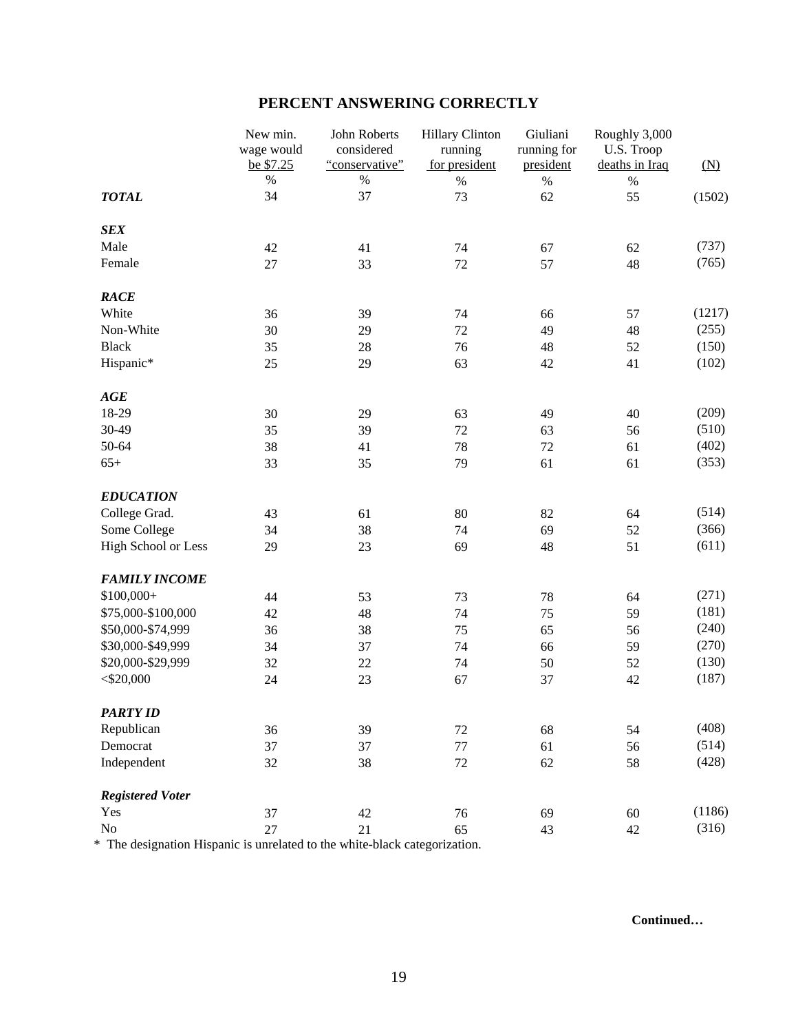## PERCENT ANSWERING CORRECTLY

| | New min. wage would be $7.25 | John Roberts considered "conservative" | Hillary Clinton running for president | Giuliani running for president | Roughly 3,000 U.S. Troop deaths in Iraq | (N) |
|---|---|---|---|---|---|---|
| | % | % | % | % | % | |
| ***TOTAL*** | 34 | 37 | 73 | 62 | 55 | (1502) |
| ***SEX*** | | | | | | |
| Male | 42 | 41 | 74 | 67 | 62 | (737) |
| Female | 27 | 33 | 72 | 57 | 48 | (765) |
| ***RACE*** | | | | | | |
| White | 36 | 39 | 74 | 66 | 57 | (1217) |
| Non-White | 30 | 29 | 72 | 49 | 48 | (255) |
| Black | 35 | 28 | 76 | 48 | 52 | (150) |
| Hispanic* | 25 | 29 | 63 | 42 | 41 | (102) |
| ***AGE*** | | | | | | |
| 18-29 | 30 | 29 | 63 | 49 | 40 | (209) |
| 30-49 | 35 | 39 | 72 | 63 | 56 | (510) |
| 50-64 | 38 | 41 | 78 | 72 | 61 | (402) |
| 65+ | 33 | 35 | 79 | 61 | 61 | (353) |
| ***EDUCATION*** | | | | | | |
| College Grad. | 43 | 61 | 80 | 82 | 64 | (514) |
| Some College | 34 | 38 | 74 | 69 | 52 | (366) |
| High School or Less | 29 | 23 | 69 | 48 | 51 | (611) |
| ***FAMILY INCOME*** | | | | | | |
| $100,000+ | 44 | 53 | 73 | 78 | 64 | (271) |
| $75,000-$100,000 | 42 | 48 | 74 | 75 | 59 | (181) |
| $50,000-$74,999 | 36 | 38 | 75 | 65 | 56 | (240) |
| $30,000-$49,999 | 34 | 37 | 74 | 66 | 59 | (270) |
| $20,000-$29,999 | 32 | 22 | 74 | 50 | 52 | (130) |
| <$20,000 | 24 | 23 | 67 | 37 | 42 | (187) |
| ***PARTY ID*** | | | | | | |
| Republican | 36 | 39 | 72 | 68 | 54 | (408) |
| Democrat | 37 | 37 | 77 | 61 | 56 | (514) |
| Independent | 32 | 38 | 72 | 62 | 58 | (428) |
| ***Registered Voter*** | | | | | | |
| Yes | 37 | 42 | 76 | 69 | 60 | (1186) |
| No | 27 | 21 | 65 | 43 | 42 | (316) |

* The designation Hispanic is unrelated to the white-black categorization.

**Continued…**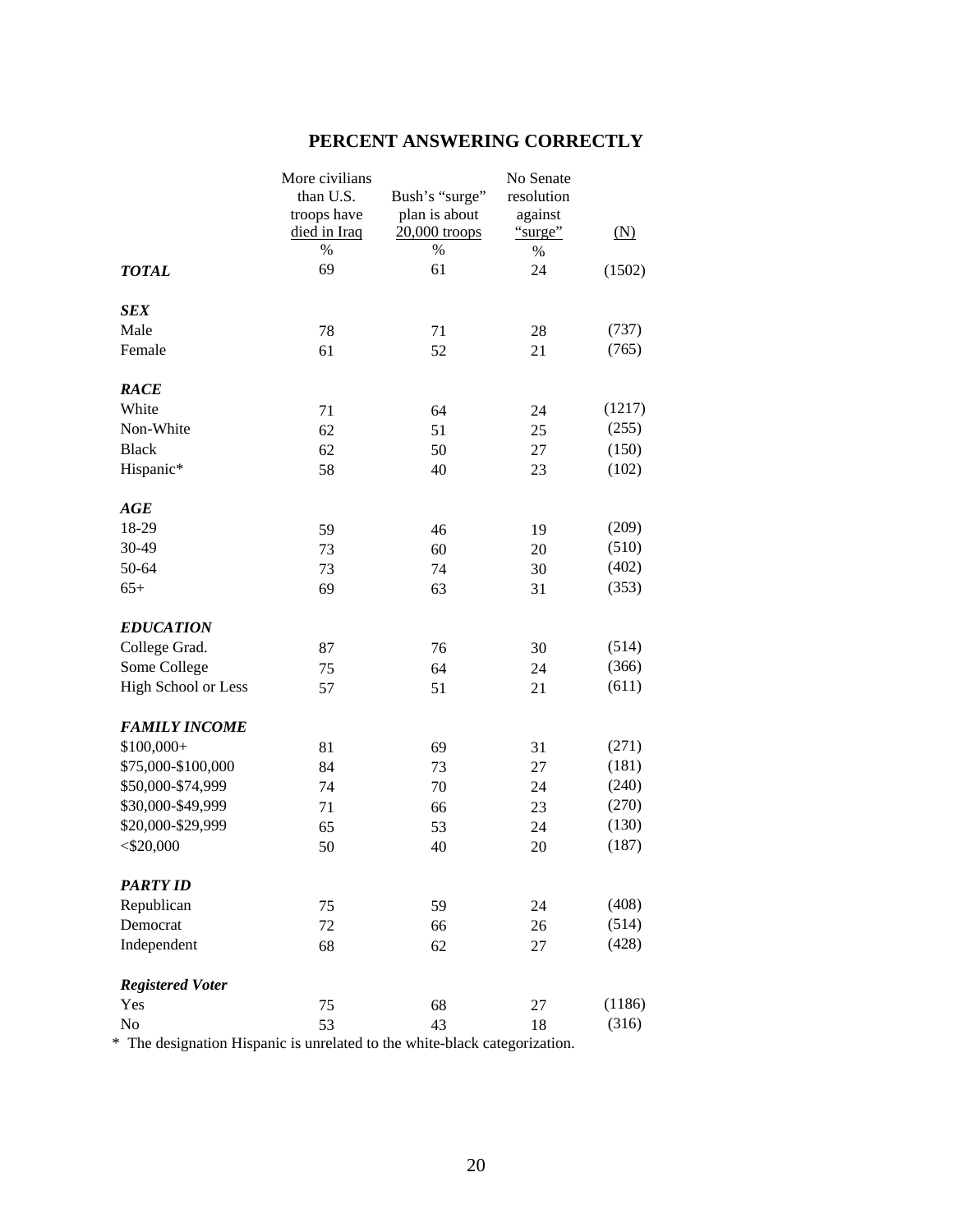## PERCENT ANSWERING CORRECTLY

| | More civilians than U.S. troops have died in Iraq | Bush's "surge" plan is about 20,000 troops | No Senate resolution against "surge" | (N) |
|---|---|---|---|---|
| | % | % | % | |
| ***TOTAL*** | 69 | 61 | 24 | (1502) |
| ***SEX*** | | | | |
| Male | 78 | 71 | 28 | (737) |
| Female | 61 | 52 | 21 | (765) |
| ***RACE*** | | | | |
| White | 71 | 64 | 24 | (1217) |
| Non-White | 62 | 51 | 25 | (255) |
| Black | 62 | 50 | 27 | (150) |
| Hispanic* | 58 | 40 | 23 | (102) |
| ***AGE*** | | | | |
| 18-29 | 59 | 46 | 19 | (209) |
| 30-49 | 73 | 60 | 20 | (510) |
| 50-64 | 73 | 74 | 30 | (402) |
| 65+ | 69 | 63 | 31 | (353) |
| ***EDUCATION*** | | | | |
| College Grad. | 87 | 76 | 30 | (514) |
| Some College | 75 | 64 | 24 | (366) |
| High School or Less | 57 | 51 | 21 | (611) |
| ***FAMILY INCOME*** | | | | |
| $100,000+ | 81 | 69 | 31 | (271) |
| $75,000-$100,000 | 84 | 73 | 27 | (181) |
| $50,000-$74,999 | 74 | 70 | 24 | (240) |
| $30,000-$49,999 | 71 | 66 | 23 | (270) |
| $20,000-$29,999 | 65 | 53 | 24 | (130) |
| <$20,000 | 50 | 40 | 20 | (187) |
| ***PARTY ID*** | | | | |
| Republican | 75 | 59 | 24 | (408) |
| Democrat | 72 | 66 | 26 | (514) |
| Independent | 68 | 62 | 27 | (428) |
| ***Registered Voter*** | | | | |
| Yes | 75 | 68 | 27 | (1186) |
| No | 53 | 43 | 18 | (316) |

* The designation Hispanic is unrelated to the white-black categorization.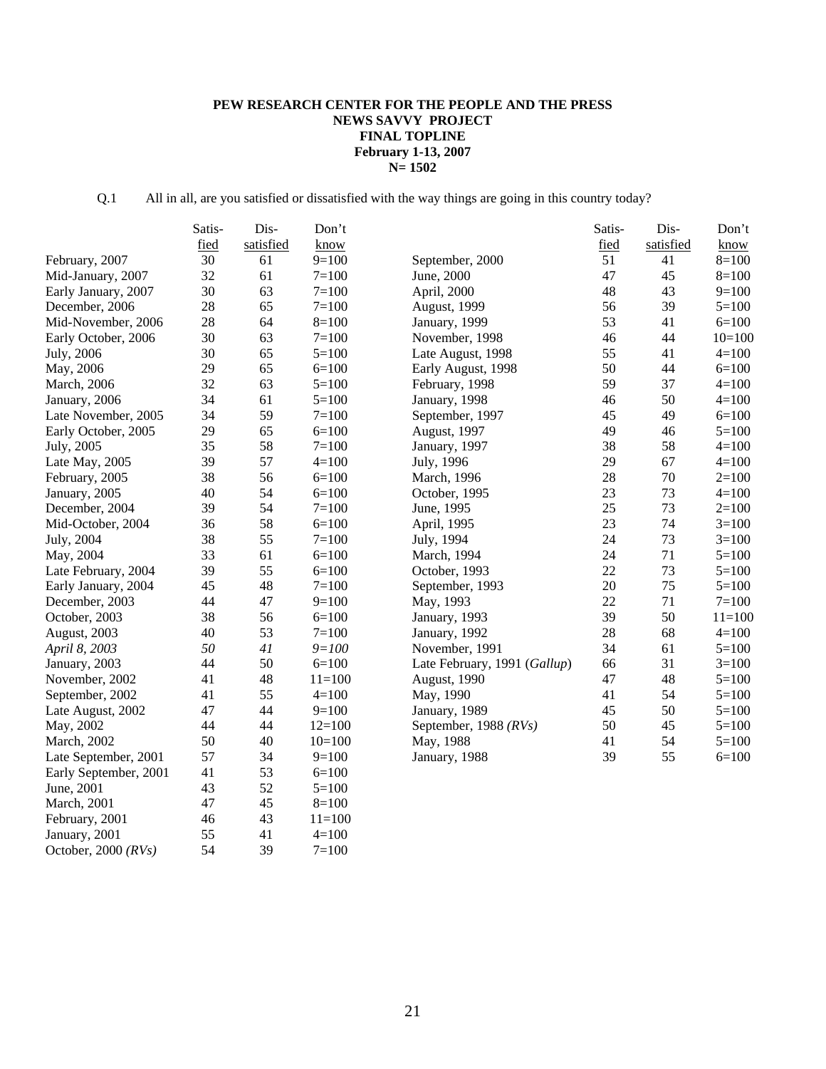**PEW RESEARCH CENTER FOR THE PEOPLE AND THE PRESS**
**NEWS SAVVY PROJECT**
**FINAL TOPLINE**
**February 1-13, 2007**
**N= 1502**

Q.1 All in all, are you satisfied or dissatisfied with the way things are going in this country today?

| | Satis-fied | Dis-satisfied | Don't know |
|---|---|---|---|
| February, 2007 | 30 | 61 | 9=100 |
| Mid-January, 2007 | 32 | 61 | 7=100 |
| Early January, 2007 | 30 | 63 | 7=100 |
| December, 2006 | 28 | 65 | 7=100 |
| Mid-November, 2006 | 28 | 64 | 8=100 |
| Early October, 2006 | 30 | 63 | 7=100 |
| July, 2006 | 30 | 65 | 5=100 |
| May, 2006 | 29 | 65 | 6=100 |
| March, 2006 | 32 | 63 | 5=100 |
| January, 2006 | 34 | 61 | 5=100 |
| Late November, 2005 | 34 | 59 | 7=100 |
| Early October, 2005 | 29 | 65 | 6=100 |
| July, 2005 | 35 | 58 | 7=100 |
| Late May, 2005 | 39 | 57 | 4=100 |
| February, 2005 | 38 | 56 | 6=100 |
| January, 2005 | 40 | 54 | 6=100 |
| December, 2004 | 39 | 54 | 7=100 |
| Mid-October, 2004 | 36 | 58 | 6=100 |
| July, 2004 | 38 | 55 | 7=100 |
| May, 2004 | 33 | 61 | 6=100 |
| Late February, 2004 | 39 | 55 | 6=100 |
| Early January, 2004 | 45 | 48 | 7=100 |
| December, 2003 | 44 | 47 | 9=100 |
| October, 2003 | 38 | 56 | 6=100 |
| August, 2003 | 40 | 53 | 7=100 |
| *April 8, 2003* | *50* | *41* | *9=100* |
| January, 2003 | 44 | 50 | 6=100 |
| November, 2002 | 41 | 48 | 11=100 |
| September, 2002 | 41 | 55 | 4=100 |
| Late August, 2002 | 47 | 44 | 9=100 |
| May, 2002 | 44 | 44 | 12=100 |
| March, 2002 | 50 | 40 | 10=100 |
| Late September, 2001 | 57 | 34 | 9=100 |
| Early September, 2001 | 41 | 53 | 6=100 |
| June, 2001 | 43 | 52 | 5=100 |
| March, 2001 | 47 | 45 | 8=100 |
| February, 2001 | 46 | 43 | 11=100 |
| January, 2001 | 55 | 41 | 4=100 |
| October, 2000 *(RVs)* | 54 | 39 | 7=100 |
| September, 2000 | 51 | 41 | 8=100 |
| June, 2000 | 47 | 45 | 8=100 |
| April, 2000 | 48 | 43 | 9=100 |
| August, 1999 | 56 | 39 | 5=100 |
| January, 1999 | 53 | 41 | 6=100 |
| November, 1998 | 46 | 44 | 10=100 |
| Late August, 1998 | 55 | 41 | 4=100 |
| Early August, 1998 | 50 | 44 | 6=100 |
| February, 1998 | 59 | 37 | 4=100 |
| January, 1998 | 46 | 50 | 4=100 |
| September, 1997 | 45 | 49 | 6=100 |
| August, 1997 | 49 | 46 | 5=100 |
| January, 1997 | 38 | 58 | 4=100 |
| July, 1996 | 29 | 67 | 4=100 |
| March, 1996 | 28 | 70 | 2=100 |
| October, 1995 | 23 | 73 | 4=100 |
| June, 1995 | 25 | 73 | 2=100 |
| April, 1995 | 23 | 74 | 3=100 |
| July, 1994 | 24 | 73 | 3=100 |
| March, 1994 | 24 | 71 | 5=100 |
| October, 1993 | 22 | 73 | 5=100 |
| September, 1993 | 20 | 75 | 5=100 |
| May, 1993 | 22 | 71 | 7=100 |
| January, 1993 | 39 | 50 | 11=100 |
| January, 1992 | 28 | 68 | 4=100 |
| November, 1991 | 34 | 61 | 5=100 |
| Late February, 1991 (*Gallup*) | 66 | 31 | 3=100 |
| August, 1990 | 47 | 48 | 5=100 |
| May, 1990 | 41 | 54 | 5=100 |
| January, 1989 | 45 | 50 | 5=100 |
| September, 1988 *(RVs)* | 50 | 45 | 5=100 |
| May, 1988 | 41 | 54 | 5=100 |
| January, 1988 | 39 | 55 | 6=100 |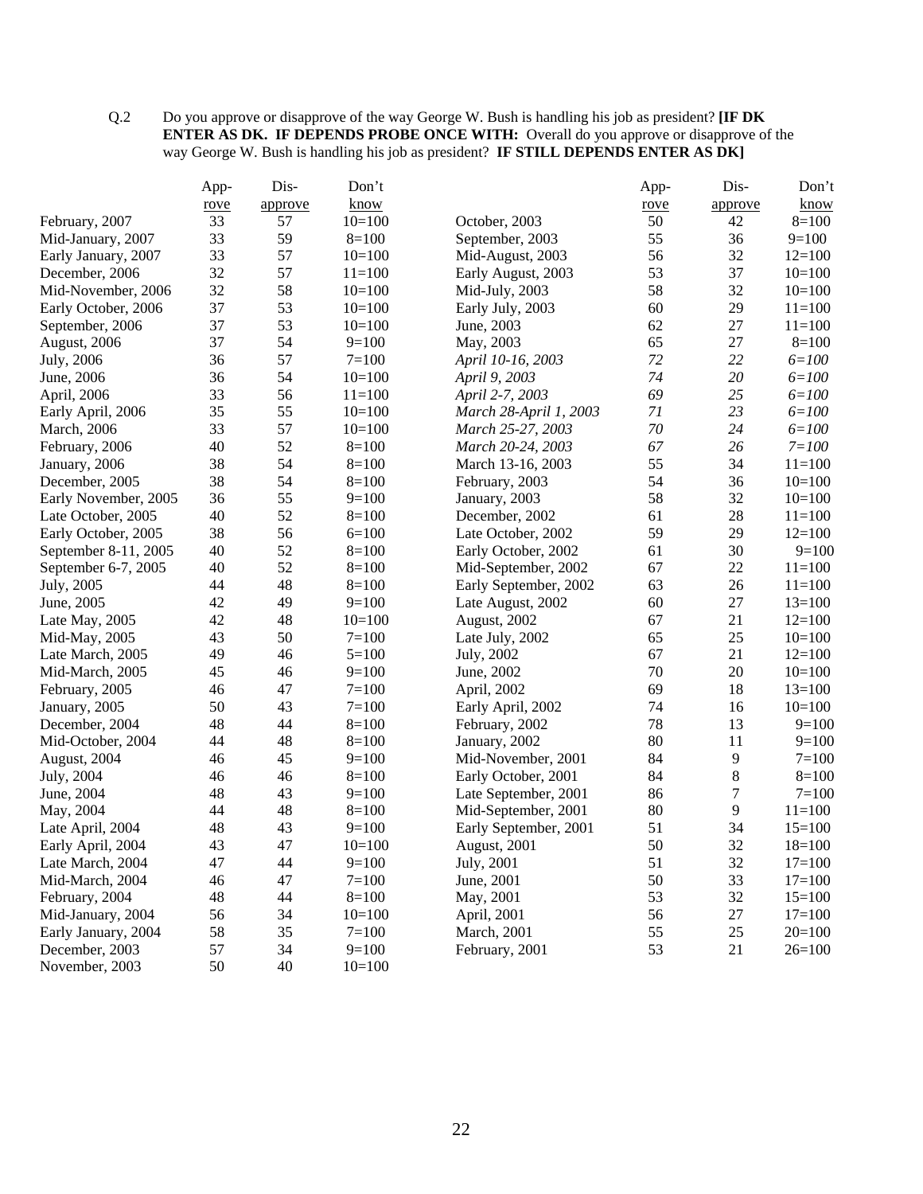Q.2 Do you approve or disapprove of the way George W. Bush is handling his job as president? **[IF DK ENTER AS DK. IF DEPENDS PROBE ONCE WITH:** Overall do you approve or disapprove of the way George W. Bush is handling his job as president? **IF STILL DEPENDS ENTER AS DK]**

| | Approve | Disapprove | Don't know |
|---|---|---|---|
| February, 2007 | 33 | 57 | 10=100 |
| Mid-January, 2007 | 33 | 59 | 8=100 |
| Early January, 2007 | 33 | 57 | 10=100 |
| December, 2006 | 32 | 57 | 11=100 |
| Mid-November, 2006 | 32 | 58 | 10=100 |
| Early October, 2006 | 37 | 53 | 10=100 |
| September, 2006 | 37 | 53 | 10=100 |
| August, 2006 | 37 | 54 | 9=100 |
| July, 2006 | 36 | 57 | 7=100 |
| June, 2006 | 36 | 54 | 10=100 |
| April, 2006 | 33 | 56 | 11=100 |
| Early April, 2006 | 35 | 55 | 10=100 |
| March, 2006 | 33 | 57 | 10=100 |
| February, 2006 | 40 | 52 | 8=100 |
| January, 2006 | 38 | 54 | 8=100 |
| December, 2005 | 38 | 54 | 8=100 |
| Early November, 2005 | 36 | 55 | 9=100 |
| Late October, 2005 | 40 | 52 | 8=100 |
| Early October, 2005 | 38 | 56 | 6=100 |
| September 8-11, 2005 | 40 | 52 | 8=100 |
| September 6-7, 2005 | 40 | 52 | 8=100 |
| July, 2005 | 44 | 48 | 8=100 |
| June, 2005 | 42 | 49 | 9=100 |
| Late May, 2005 | 42 | 48 | 10=100 |
| Mid-May, 2005 | 43 | 50 | 7=100 |
| Late March, 2005 | 49 | 46 | 5=100 |
| Mid-March, 2005 | 45 | 46 | 9=100 |
| February, 2005 | 46 | 47 | 7=100 |
| January, 2005 | 50 | 43 | 7=100 |
| December, 2004 | 48 | 44 | 8=100 |
| Mid-October, 2004 | 44 | 48 | 8=100 |
| August, 2004 | 46 | 45 | 9=100 |
| July, 2004 | 46 | 46 | 8=100 |
| June, 2004 | 48 | 43 | 9=100 |
| May, 2004 | 44 | 48 | 8=100 |
| Late April, 2004 | 48 | 43 | 9=100 |
| Early April, 2004 | 43 | 47 | 10=100 |
| Late March, 2004 | 47 | 44 | 9=100 |
| Mid-March, 2004 | 46 | 47 | 7=100 |
| February, 2004 | 48 | 44 | 8=100 |
| Mid-January, 2004 | 56 | 34 | 10=100 |
| Early January, 2004 | 58 | 35 | 7=100 |
| December, 2003 | 57 | 34 | 9=100 |
| November, 2003 | 50 | 40 | 10=100 |
| October, 2003 | 50 | 42 | 8=100 |
| September, 2003 | 55 | 36 | 9=100 |
| Mid-August, 2003 | 56 | 32 | 12=100 |
| Early August, 2003 | 53 | 37 | 10=100 |
| Mid-July, 2003 | 58 | 32 | 10=100 |
| Early July, 2003 | 60 | 29 | 11=100 |
| June, 2003 | 62 | 27 | 11=100 |
| May, 2003 | 65 | 27 | 8=100 |
| *April 10-16, 2003* | *72* | *22* | *6=100* |
| *April 9, 2003* | *74* | *20* | *6=100* |
| *April 2-7, 2003* | *69* | *25* | *6=100* |
| *March 28-April 1, 2003* | *71* | *23* | *6=100* |
| *March 25-27, 2003* | *70* | *24* | *6=100* |
| *March 20-24, 2003* | *67* | *26* | *7=100* |
| March 13-16, 2003 | 55 | 34 | 11=100 |
| February, 2003 | 54 | 36 | 10=100 |
| January, 2003 | 58 | 32 | 10=100 |
| December, 2002 | 61 | 28 | 11=100 |
| Late October, 2002 | 59 | 29 | 12=100 |
| Early October, 2002 | 61 | 30 | 9=100 |
| Mid-September, 2002 | 67 | 22 | 11=100 |
| Early September, 2002 | 63 | 26 | 11=100 |
| Late August, 2002 | 60 | 27 | 13=100 |
| August, 2002 | 67 | 21 | 12=100 |
| Late July, 2002 | 65 | 25 | 10=100 |
| July, 2002 | 67 | 21 | 12=100 |
| June, 2002 | 70 | 20 | 10=100 |
| April, 2002 | 69 | 18 | 13=100 |
| Early April, 2002 | 74 | 16 | 10=100 |
| February, 2002 | 78 | 13 | 9=100 |
| January, 2002 | 80 | 11 | 9=100 |
| Mid-November, 2001 | 84 | 9 | 7=100 |
| Early October, 2001 | 84 | 8 | 8=100 |
| Late September, 2001 | 86 | 7 | 7=100 |
| Mid-September, 2001 | 80 | 9 | 11=100 |
| Early September, 2001 | 51 | 34 | 15=100 |
| August, 2001 | 50 | 32 | 18=100 |
| July, 2001 | 51 | 32 | 17=100 |
| June, 2001 | 50 | 33 | 17=100 |
| May, 2001 | 53 | 32 | 15=100 |
| April, 2001 | 56 | 27 | 17=100 |
| March, 2001 | 55 | 25 | 20=100 |
| February, 2001 | 53 | 21 | 26=100 |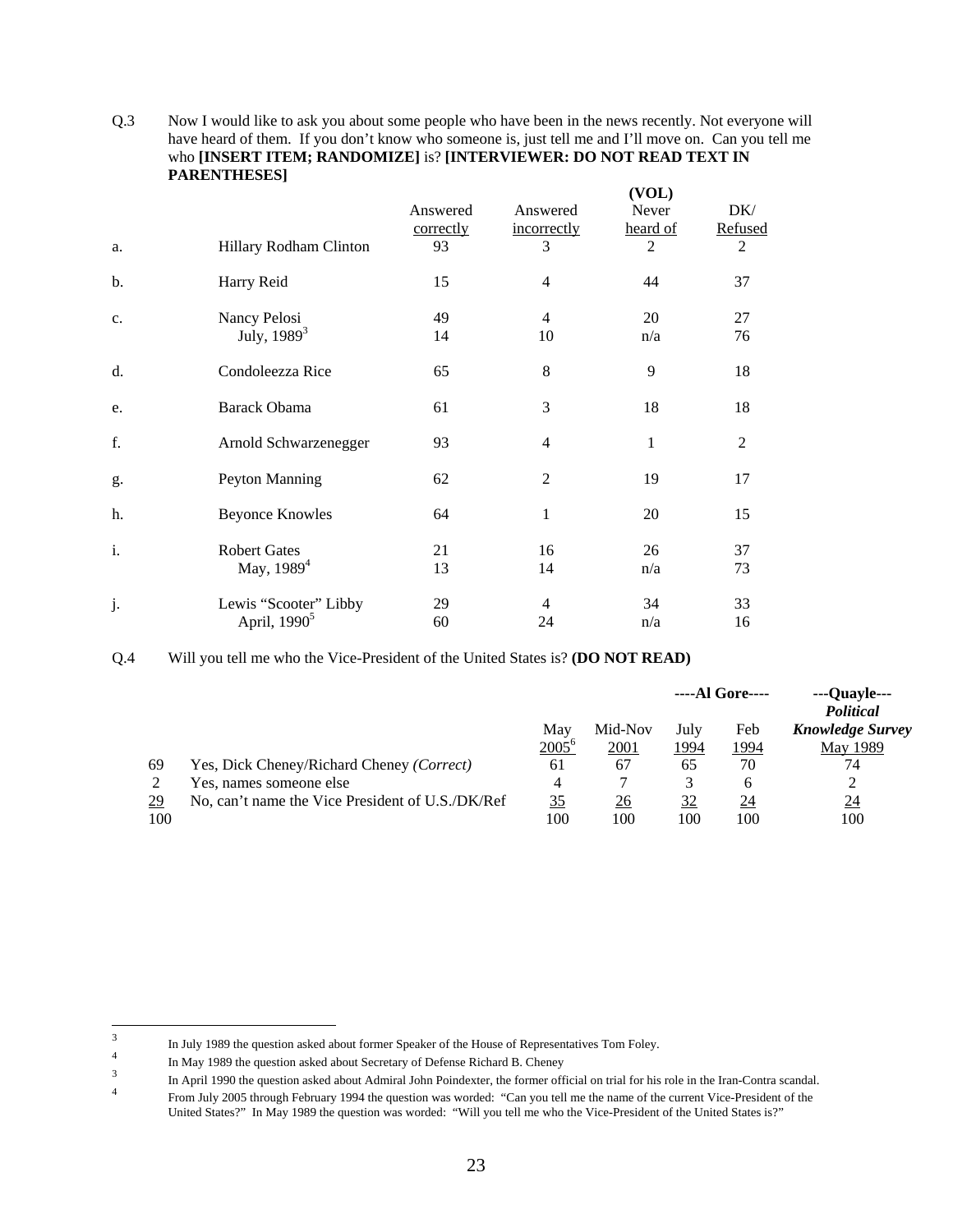Q.3 Now I would like to ask you about some people who have been in the news recently. Not everyone will have heard of them. If you don't know who someone is, just tell me and I'll move on. Can you tell me who **[INSERT ITEM; RANDOMIZE]** is? **[INTERVIEWER: DO NOT READ TEXT IN PARENTHESES]**

| | | Answered correctly | Answered incorrectly | (VOL) Never heard of | DK/ Refused |
|---|---|---|---|---|---|
| a. | Hillary Rodham Clinton | 93 | 3 | 2 | 2 |
| b. | Harry Reid | 15 | 4 | 44 | 37 |
| c. | Nancy Pelosi | 49 | 4 | 20 | 27 |
| | July, 1989[3] | 14 | 10 | n/a | 76 |
| d. | Condoleezza Rice | 65 | 8 | 9 | 18 |
| e. | Barack Obama | 61 | 3 | 18 | 18 |
| f. | Arnold Schwarzenegger | 93 | 4 | 1 | 2 |
| g. | Peyton Manning | 62 | 2 | 19 | 17 |
| h. | Beyonce Knowles | 64 | 1 | 20 | 15 |
| i. | Robert Gates | 21 | 16 | 26 | 37 |
| | May, 1989[4] | 13 | 14 | n/a | 73 |
| j. | Lewis "Scooter" Libby | 29 | 4 | 34 | 33 |
| | April, 1990[5] | 60 | 24 | n/a | 16 |

Q.4 Will you tell me who the Vice-President of the United States is? **(DO NOT READ)**

| | | May 2005[6] | Mid-Nov 2001 | ----Al Gore---- July 1994 | Feb 1994 | ---Quayle--- *Political Knowledge Survey* May 1989 |
|---|---|---|---|---|---|---|
| 69 | Yes, Dick Cheney/Richard Cheney *(Correct)* | 61 | 67 | 65 | 70 | 74 |
| 2 | Yes, names someone else | 4 | 7 | 3 | 6 | 2 |
| 29 | No, can't name the Vice President of U.S./DK/Ref | 35 | 26 | 32 | 24 | 24 |
| 100 | | 100 | 100 | 100 | 100 | 100 |

---

[3] In July 1989 the question asked about former Speaker of the House of Representatives Tom Foley.

[4] In May 1989 the question asked about Secretary of Defense Richard B. Cheney

[3] In April 1990 the question asked about Admiral John Poindexter, the former official on trial for his role in the Iran-Contra scandal.

[4] From July 2005 through February 1994 the question was worded: "Can you tell me the name of the current Vice-President of the United States?" In May 1989 the question was worded: "Will you tell me who the Vice-President of the United States is?"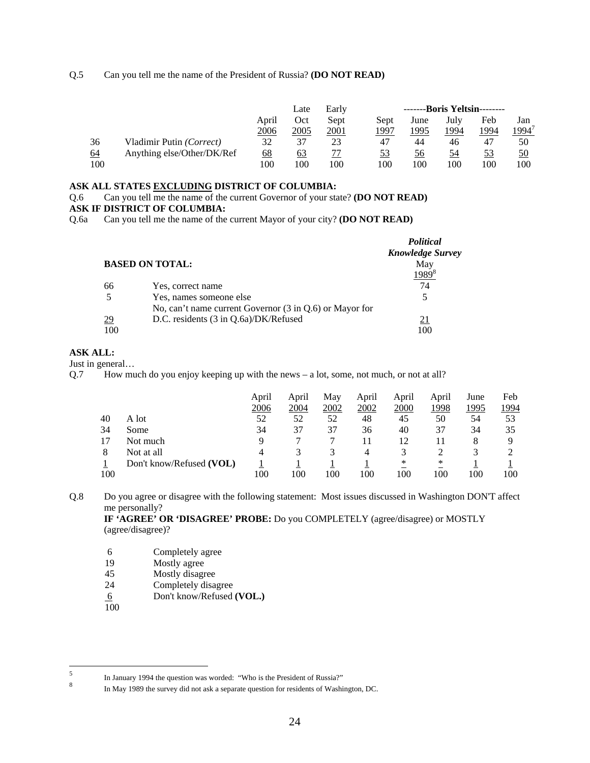Q.5 Can you tell me the name of the President of Russia? **(DO NOT READ)**

| | | April 2006 | Late Oct 2005 | Early Sept 2001 | Sept 1997 | -------Boris Yeltsin-------- June 1995 | July 1994 | Feb 1994 | Jan 1994[7] |
|---|---|---|---|---|---|---|---|---|---|
| 36 | Vladimir Putin *(Correct)* | 32 | 37 | 23 | 47 | 44 | 46 | 47 | 50 |
| 64 | Anything else/Other/DK/Ref | 68 | 63 | 77 | 53 | 56 | 54 | 53 | 50 |
| 100 | | 100 | 100 | 100 | 100 | 100 | 100 | 100 | 100 |

**ASK ALL STATES EXCLUDING DISTRICT OF COLUMBIA:**
Q.6 Can you tell me the name of the current Governor of your state? **(DO NOT READ)**
**ASK IF DISTRICT OF COLUMBIA:**
Q.6a Can you tell me the name of the current Mayor of your city? **(DO NOT READ)**

| **BASED ON TOTAL:** | | ***Political Knowledge Survey*** May 1989[8] |
|---|---|---|
| 66 | Yes, correct name | 74 |
| 5 | Yes, names someone else | 5 |
| 29 | No, can't name current Governor (3 in Q.6) or Mayor for D.C. residents (3 in Q.6a)/DK/Refused | 21 |
| 100 | | 100 |

**ASK ALL:**
Just in general…
Q.7 How much do you enjoy keeping up with the news – a lot, some, not much, or not at all?

| | | April 2006 | April 2004 | May 2002 | April 2002 | April 2000 | April 1998 | June 1995 | Feb 1994 |
|---|---|---|---|---|---|---|---|---|---|
| 40 | A lot | 52 | 52 | 52 | 48 | 45 | 50 | 54 | 53 |
| 34 | Some | 34 | 37 | 37 | 36 | 40 | 37 | 34 | 35 |
| 17 | Not much | 9 | 7 | 7 | 11 | 12 | 11 | 8 | 9 |
| 8 | Not at all | 4 | 3 | 3 | 4 | 3 | 2 | 3 | 2 |
| 1 | Don't know/Refused **(VOL)** | 1 | 1 | 1 | 1 | * | * | 1 | 1 |
| 100 | | 100 | 100 | 100 | 100 | 100 | 100 | 100 | 100 |

Q.8 Do you agree or disagree with the following statement: Most issues discussed in Washington DON'T affect me personally?
**IF 'AGREE' OR 'DISAGREE' PROBE:** Do you COMPLETELY (agree/disagree) or MOSTLY (agree/disagree)?

| | |
|---|---|
| 6 | Completely agree |
| 19 | Mostly agree |
| 45 | Mostly disagree |
| 24 | Completely disagree |
| 6 | Don't know/Refused **(VOL.)** |
| 100 | |

[5] In January 1994 the question was worded: "Who is the President of Russia?"

[8] In May 1989 the survey did not ask a separate question for residents of Washington, DC.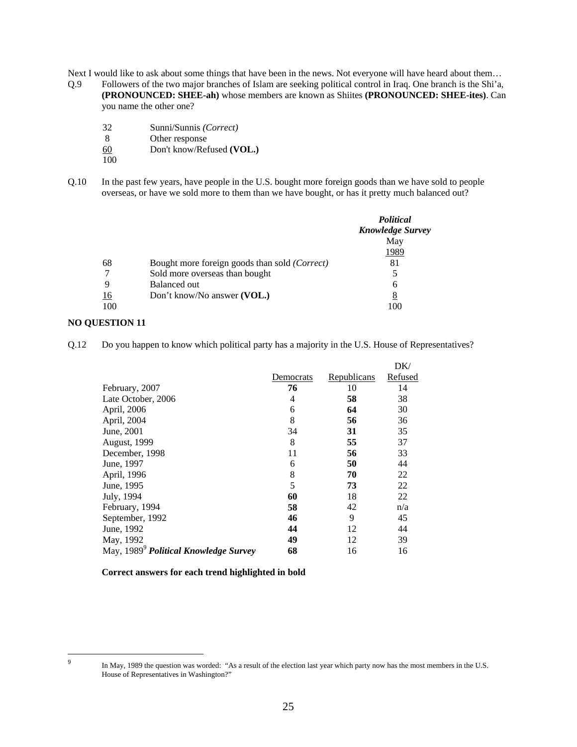Next I would like to ask about some things that have been in the news. Not everyone will have heard about them…

Q.9 Followers of the two major branches of Islam are seeking political control in Iraq. One branch is the Shi'a, **(PRONOUNCED: SHEE-ah)** whose members are known as Shiites **(PRONOUNCED: SHEE-ites)**. Can you name the other one?

| | |
|---|---|
| 32 | Sunni/Sunnis *(Correct)* |
| 8 | Other response |
| 60 | Don't know/Refused **(VOL.)** |
| 100 | |

Q.10 In the past few years, have people in the U.S. bought more foreign goods than we have sold to people overseas, or have we sold more to them than we have bought, or has it pretty much balanced out?

| | | ***Political Knowledge Survey*** May 1989 |
|---|---|---|
| 68 | Bought more foreign goods than sold *(Correct)* | 81 |
| 7 | Sold more overseas than bought | 5 |
| 9 | Balanced out | 6 |
| 16 | Don't know/No answer **(VOL.)** | 8 |
| 100 | | 100 |

**NO QUESTION 11**

Q.12 Do you happen to know which political party has a majority in the U.S. House of Representatives?

| | Democrats | Republicans | DK/ Refused |
|---|---|---|---|
| February, 2007 | **76** | 10 | 14 |
| Late October, 2006 | 4 | **58** | 38 |
| April, 2006 | 6 | **64** | 30 |
| April, 2004 | 8 | **56** | 36 |
| June, 2001 | 34 | **31** | 35 |
| August, 1999 | 8 | **55** | 37 |
| December, 1998 | 11 | **56** | 33 |
| June, 1997 | 6 | **50** | 44 |
| April, 1996 | 8 | **70** | 22 |
| June, 1995 | 5 | **73** | 22 |
| July, 1994 | **60** | 18 | 22 |
| February, 1994 | **58** | 42 | n/a |
| September, 1992 | **46** | 9 | 45 |
| June, 1992 | **44** | 12 | 44 |
| May, 1992 | **49** | 12 | 39 |
| May, 1989[9] ***Political Knowledge Survey*** | **68** | 16 | 16 |

**Correct answers for each trend highlighted in bold**

[9] In May, 1989 the question was worded: "As a result of the election last year which party now has the most members in the U.S. House of Representatives in Washington?"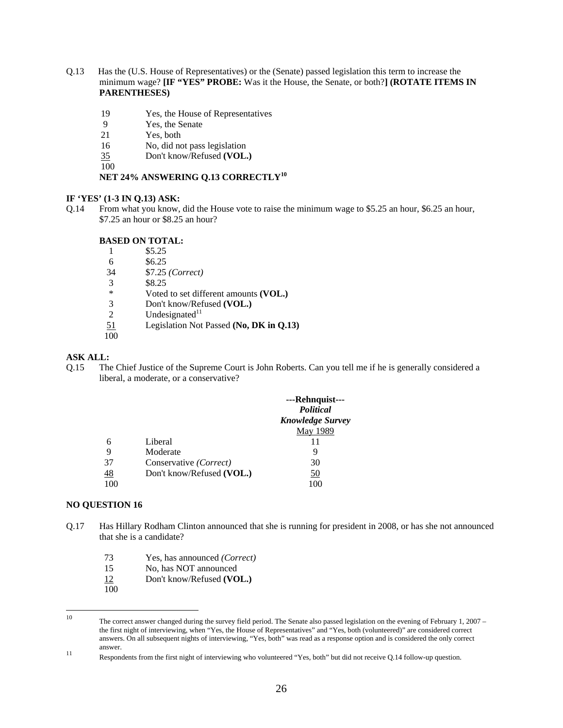Q.13 Has the (U.S. House of Representatives) or the (Senate) passed legislation this term to increase the minimum wage? **[IF "YES" PROBE:** Was it the House, the Senate, or both?**] (ROTATE ITEMS IN PARENTHESES)**

| | |
|---|---|
| 19 | Yes, the House of Representatives |
| 9 | Yes, the Senate |
| 21 | Yes, both |
| 16 | No, did not pass legislation |
| 35 | Don't know/Refused **(VOL.)** |
| 100 | |

**NET 24% ANSWERING Q.13 CORRECTLY**[10]

**IF 'YES' (1-3 IN Q.13) ASK:**

Q.14 From what you know, did the House vote to raise the minimum wage to $5.25 an hour, $6.25 an hour, $7.25 an hour or $8.25 an hour?

**BASED ON TOTAL:**

| | |
|---|---|
| 1 | $5.25 |
| 6 | $6.25 |
| 34 | $7.25 *(Correct)* |
| 3 | $8.25 |
| * | Voted to set different amounts **(VOL.)** |
| 3 | Don't know/Refused **(VOL.)** |
| 2 | Undesignated[11] |
| 51 | Legislation Not Passed **(No, DK in Q.13)** |
| 100 | |

**ASK ALL:**

Q.15 The Chief Justice of the Supreme Court is John Roberts. Can you tell me if he is generally considered a liberal, a moderate, or a conservative?

| | | ---Rehnquist--- ***Political Knowledge Survey*** May 1989 |
|---|---|---|
| 6 | Liberal | 11 |
| 9 | Moderate | 9 |
| 37 | Conservative *(Correct)* | 30 |
| 48 | Don't know/Refused **(VOL.)** | 50 |
| 100 | | 100 |

**NO QUESTION 16**

Q.17 Has Hillary Rodham Clinton announced that she is running for president in 2008, or has she not announced that she is a candidate?

| | |
|---|---|
| 73 | Yes, has announced *(Correct)* |
| 15 | No, has NOT announced |
| 12 | Don't know/Refused **(VOL.)** |
| 100 | |

---

[10] The correct answer changed during the survey field period. The Senate also passed legislation on the evening of February 1, 2007 – the first night of interviewing, when "Yes, the House of Representatives" and "Yes, both (volunteered)" are considered correct answers. On all subsequent nights of interviewing, "Yes, both" was read as a response option and is considered the only correct answer.

[11] Respondents from the first night of interviewing who volunteered "Yes, both" but did not receive Q.14 follow-up question.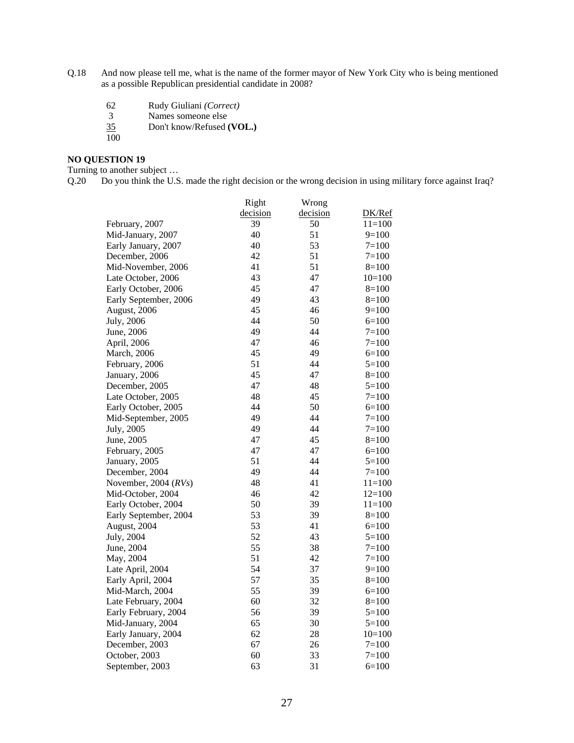Q.18 And now please tell me, what is the name of the former mayor of New York City who is being mentioned as a possible Republican presidential candidate in 2008?

| | |
|---|---|
| 62 | Rudy Giuliani *(Correct)* |
| 3 | Names someone else |
| 35 | Don't know/Refused **(VOL.)** |
| 100 | |

**NO QUESTION 19**

Turning to another subject …

Q.20 Do you think the U.S. made the right decision or the wrong decision in using military force against Iraq?

| | Right decision | Wrong decision | DK/Ref |
|---|---|---|---|
| February, 2007 | 39 | 50 | 11=100 |
| Mid-January, 2007 | 40 | 51 | 9=100 |
| Early January, 2007 | 40 | 53 | 7=100 |
| December, 2006 | 42 | 51 | 7=100 |
| Mid-November, 2006 | 41 | 51 | 8=100 |
| Late October, 2006 | 43 | 47 | 10=100 |
| Early October, 2006 | 45 | 47 | 8=100 |
| Early September, 2006 | 49 | 43 | 8=100 |
| August, 2006 | 45 | 46 | 9=100 |
| July, 2006 | 44 | 50 | 6=100 |
| June, 2006 | 49 | 44 | 7=100 |
| April, 2006 | 47 | 46 | 7=100 |
| March, 2006 | 45 | 49 | 6=100 |
| February, 2006 | 51 | 44 | 5=100 |
| January, 2006 | 45 | 47 | 8=100 |
| December, 2005 | 47 | 48 | 5=100 |
| Late October, 2005 | 48 | 45 | 7=100 |
| Early October, 2005 | 44 | 50 | 6=100 |
| Mid-September, 2005 | 49 | 44 | 7=100 |
| July, 2005 | 49 | 44 | 7=100 |
| June, 2005 | 47 | 45 | 8=100 |
| February, 2005 | 47 | 47 | 6=100 |
| January, 2005 | 51 | 44 | 5=100 |
| December, 2004 | 49 | 44 | 7=100 |
| November, 2004 (*RVs*) | 48 | 41 | 11=100 |
| Mid-October, 2004 | 46 | 42 | 12=100 |
| Early October, 2004 | 50 | 39 | 11=100 |
| Early September, 2004 | 53 | 39 | 8=100 |
| August, 2004 | 53 | 41 | 6=100 |
| July, 2004 | 52 | 43 | 5=100 |
| June, 2004 | 55 | 38 | 7=100 |
| May, 2004 | 51 | 42 | 7=100 |
| Late April, 2004 | 54 | 37 | 9=100 |
| Early April, 2004 | 57 | 35 | 8=100 |
| Mid-March, 2004 | 55 | 39 | 6=100 |
| Late February, 2004 | 60 | 32 | 8=100 |
| Early February, 2004 | 56 | 39 | 5=100 |
| Mid-January, 2004 | 65 | 30 | 5=100 |
| Early January, 2004 | 62 | 28 | 10=100 |
| December, 2003 | 67 | 26 | 7=100 |
| October, 2003 | 60 | 33 | 7=100 |
| September, 2003 | 63 | 31 | 6=100 |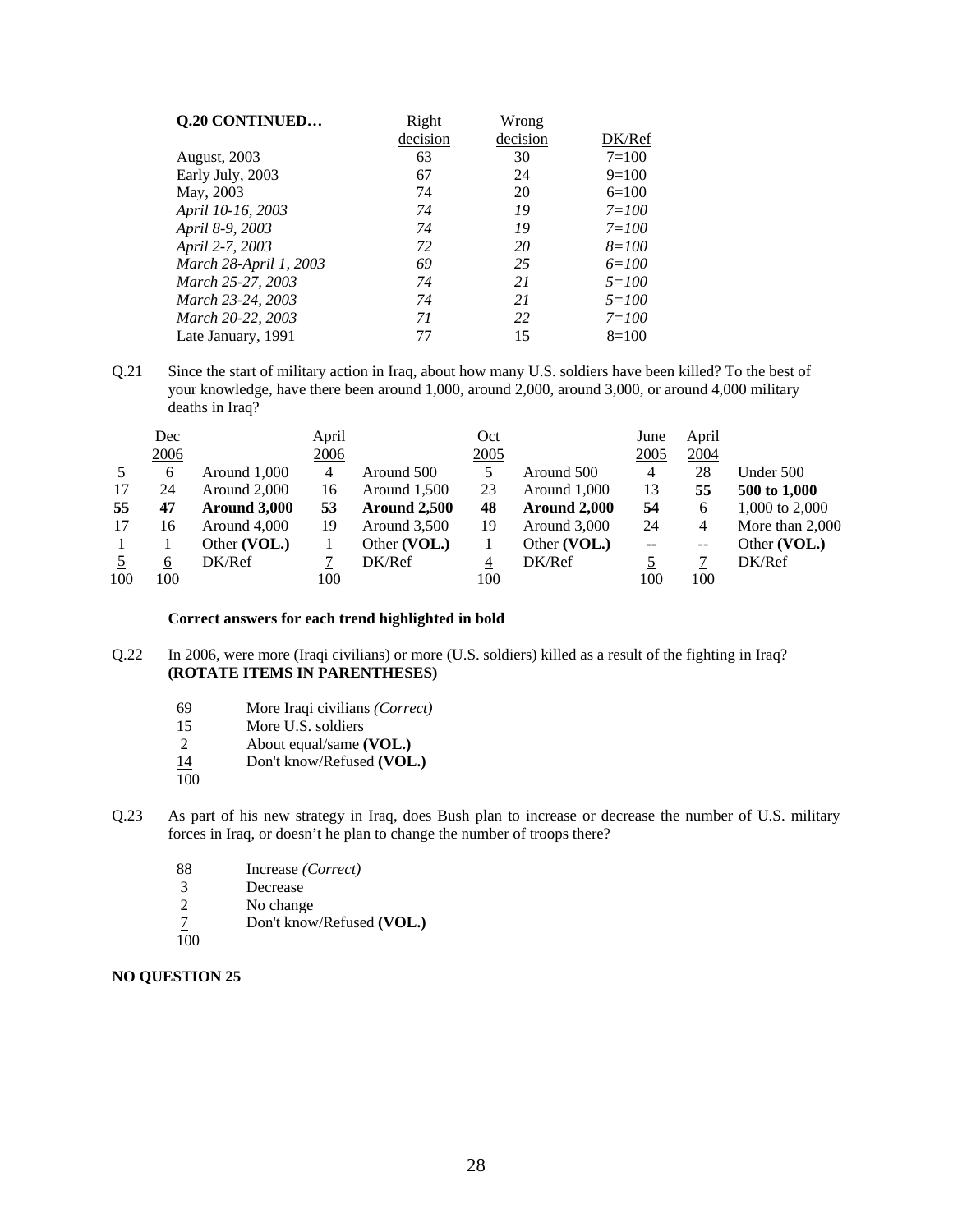| Q.20 CONTINUED… | Right decision | Wrong decision | DK/Ref |
|---|---|---|---|
| August, 2003 | 63 | 30 | 7=100 |
| Early July, 2003 | 67 | 24 | 9=100 |
| May, 2003 | 74 | 20 | 6=100 |
| *April 10-16, 2003* | *74* | *19* | *7=100* |
| *April 8-9, 2003* | *74* | *19* | *7=100* |
| *April 2-7, 2003* | *72* | *20* | *8=100* |
| *March 28-April 1, 2003* | *69* | *25* | *6=100* |
| *March 25-27, 2003* | *74* | *21* | *5=100* |
| *March 23-24, 2003* | *74* | *21* | *5=100* |
| *March 20-22, 2003* | *71* | *22* | *7=100* |
| Late January, 1991 | 77 | 15 | 8=100 |

Q.21 Since the start of military action in Iraq, about how many U.S. soldiers have been killed? To the best of your knowledge, have there been around 1,000, around 2,000, around 3,000, or around 4,000 military deaths in Iraq?

| | Dec 2006 | | April 2006 | | Oct 2005 | | June 2005 | April 2004 | |
|---|---|---|---|---|---|---|---|---|---|
| 5 | 6 | Around 1,000 | 4 | Around 500 | 5 | Around 500 | 4 | 28 | Under 500 |
| 17 | 24 | Around 2,000 | 16 | Around 1,500 | 23 | Around 1,000 | 13 | **55** | **500 to 1,000** |
| **55** | **47** | **Around 3,000** | **53** | **Around 2,500** | **48** | **Around 2,000** | **54** | 6 | 1,000 to 2,000 |
| 17 | 16 | Around 4,000 | 19 | Around 3,500 | 19 | Around 3,000 | 24 | 4 | More than 2,000 |
| 1 | 1 | Other **(VOL.)** | 1 | Other **(VOL.)** | 1 | Other **(VOL.)** | -- | -- | Other **(VOL.)** |
| 5 | 6 | DK/Ref | 7 | DK/Ref | 4 | DK/Ref | 5 | 7 | DK/Ref |
| 100 | 100 | | 100 | | 100 | | 100 | 100 | |

**Correct answers for each trend highlighted in bold**

Q.22 In 2006, were more (Iraqi civilians) or more (U.S. soldiers) killed as a result of the fighting in Iraq? **(ROTATE ITEMS IN PARENTHESES)**

| | |
|---|---|
| 69 | More Iraqi civilians *(Correct)* |
| 15 | More U.S. soldiers |
| 2 | About equal/same **(VOL.)** |
| 14 | Don't know/Refused **(VOL.)** |
| 100 | |

Q.23 As part of his new strategy in Iraq, does Bush plan to increase or decrease the number of U.S. military forces in Iraq, or doesn't he plan to change the number of troops there?

| | |
|---|---|
| 88 | Increase *(Correct)* |
| 3 | Decrease |
| 2 | No change |
| 7 | Don't know/Refused **(VOL.)** |
| 100 | |

**NO QUESTION 25**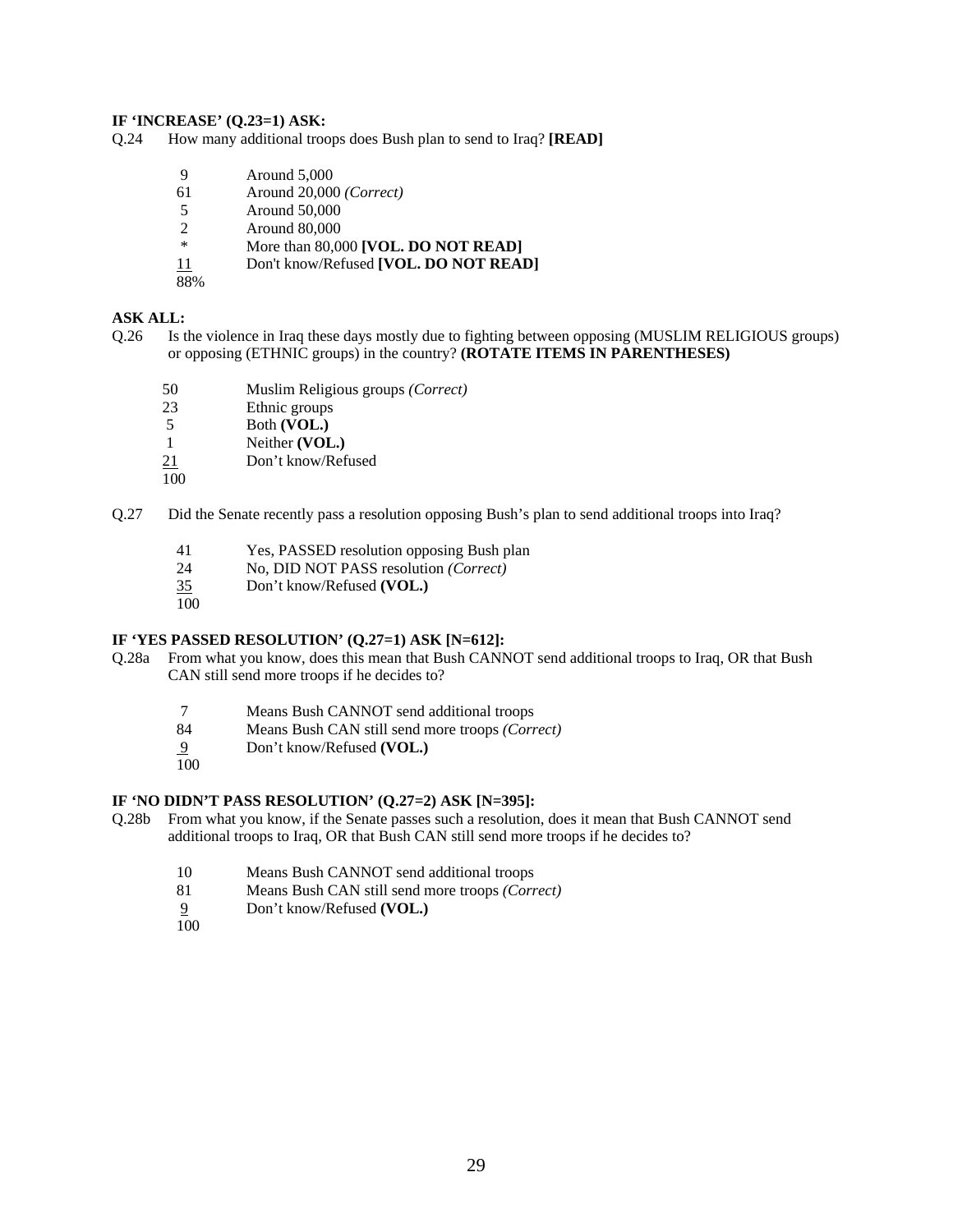**IF 'INCREASE' (Q.23=1) ASK:**

Q.24 How many additional troops does Bush plan to send to Iraq? **[READ]**

| | |
|---|---|
| 9 | Around 5,000 |
| 61 | Around 20,000 *(Correct)* |
| 5 | Around 50,000 |
| 2 | Around 80,000 |
| * | More than 80,000 **[VOL. DO NOT READ]** |
| 11 | Don't know/Refused **[VOL. DO NOT READ]** |
| 88% | |

**ASK ALL:**

Q.26 Is the violence in Iraq these days mostly due to fighting between opposing (MUSLIM RELIGIOUS groups) or opposing (ETHNIC groups) in the country? **(ROTATE ITEMS IN PARENTHESES)**

| | |
|---|---|
| 50 | Muslim Religious groups *(Correct)* |
| 23 | Ethnic groups |
| 5 | Both **(VOL.)** |
| 1 | Neither **(VOL.)** |
| 21 | Don't know/Refused |
| 100 | |

Q.27 Did the Senate recently pass a resolution opposing Bush's plan to send additional troops into Iraq?

| | |
|---|---|
| 41 | Yes, PASSED resolution opposing Bush plan |
| 24 | No, DID NOT PASS resolution *(Correct)* |
| 35 | Don't know/Refused **(VOL.)** |
| 100 | |

**IF 'YES PASSED RESOLUTION' (Q.27=1) ASK [N=612]:**

Q.28a From what you know, does this mean that Bush CANNOT send additional troops to Iraq, OR that Bush CAN still send more troops if he decides to?

| | |
|---|---|
| 7 | Means Bush CANNOT send additional troops |
| 84 | Means Bush CAN still send more troops *(Correct)* |
| 9 | Don't know/Refused **(VOL.)** |
| 100 | |

**IF 'NO DIDN'T PASS RESOLUTION' (Q.27=2) ASK [N=395]:**

Q.28b From what you know, if the Senate passes such a resolution, does it mean that Bush CANNOT send additional troops to Iraq, OR that Bush CAN still send more troops if he decides to?

| | |
|---|---|
| 10 | Means Bush CANNOT send additional troops |
| 81 | Means Bush CAN still send more troops *(Correct)* |
| 9 | Don't know/Refused **(VOL.)** |
| 100 | |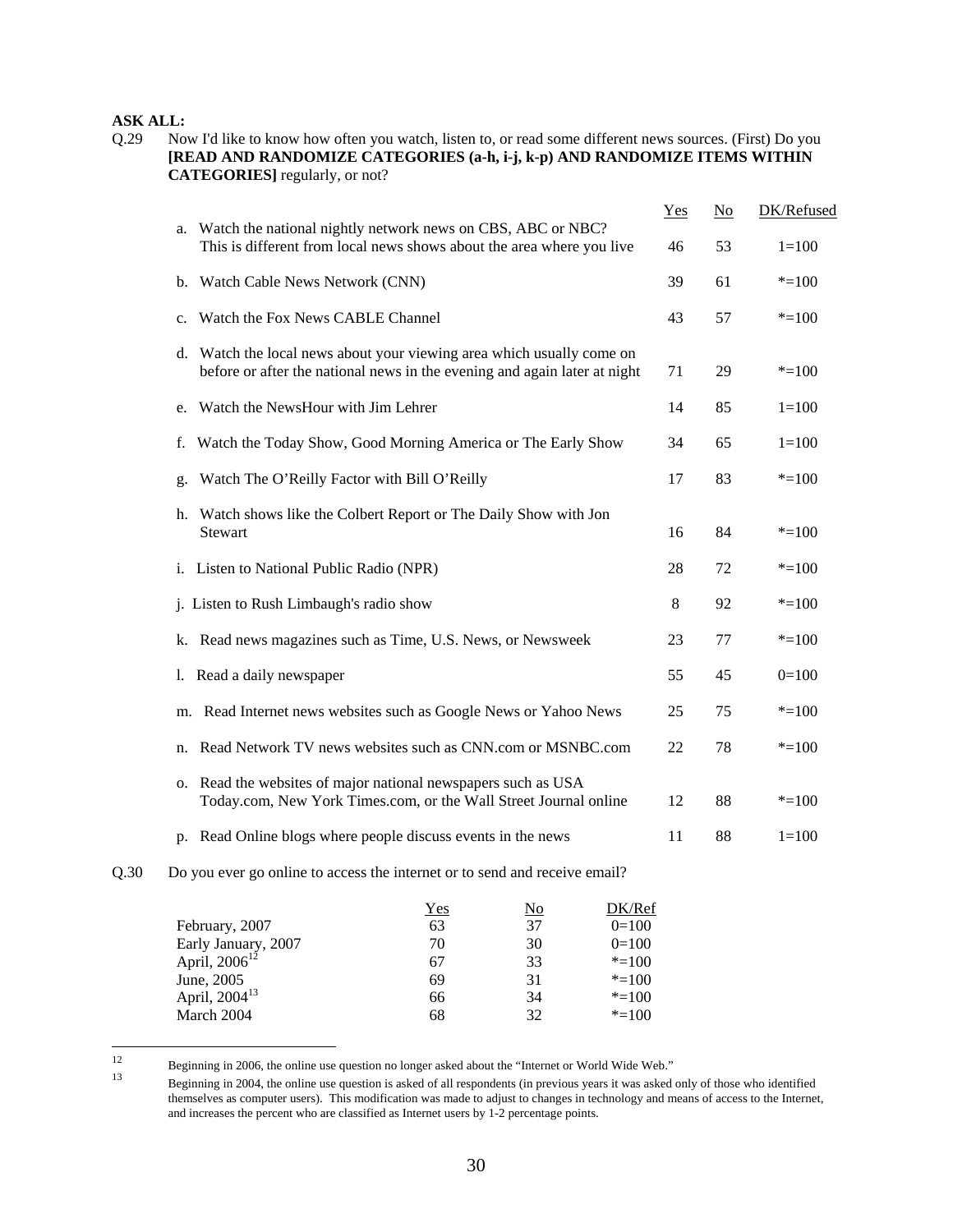**ASK ALL:**

Q.29 Now I'd like to know how often you watch, listen to, or read some different news sources. (First) Do you **[READ AND RANDOMIZE CATEGORIES (a-h, i-j, k-p) AND RANDOMIZE ITEMS WITHIN CATEGORIES]** regularly, or not?

| | Yes | No | DK/Refused |
|---|---|---|---|
| a. Watch the national nightly network news on CBS, ABC or NBC? This is different from local news shows about the area where you live | 46 | 53 | 1=100 |
| b. Watch Cable News Network (CNN) | 39 | 61 | *=100 |
| c. Watch the Fox News CABLE Channel | 43 | 57 | *=100 |
| d. Watch the local news about your viewing area which usually come on before or after the national news in the evening and again later at night | 71 | 29 | *=100 |
| e. Watch the NewsHour with Jim Lehrer | 14 | 85 | 1=100 |
| f. Watch the Today Show, Good Morning America or The Early Show | 34 | 65 | 1=100 |
| g. Watch The O'Reilly Factor with Bill O'Reilly | 17 | 83 | *=100 |
| h. Watch shows like the Colbert Report or The Daily Show with Jon Stewart | 16 | 84 | *=100 |
| i. Listen to National Public Radio (NPR) | 28 | 72 | *=100 |
| j. Listen to Rush Limbaugh's radio show | 8 | 92 | *=100 |
| k. Read news magazines such as Time, U.S. News, or Newsweek | 23 | 77 | *=100 |
| l. Read a daily newspaper | 55 | 45 | 0=100 |
| m. Read Internet news websites such as Google News or Yahoo News | 25 | 75 | *=100 |
| n. Read Network TV news websites such as CNN.com or MSNBC.com | 22 | 78 | *=100 |
| o. Read the websites of major national newspapers such as USA Today.com, New York Times.com, or the Wall Street Journal online | 12 | 88 | *=100 |
| p. Read Online blogs where people discuss events in the news | 11 | 88 | 1=100 |

Q.30 Do you ever go online to access the internet or to send and receive email?

| | Yes | No | DK/Ref |
|---|---|---|---|
| February, 2007 | 63 | 37 | 0=100 |
| Early January, 2007 | 70 | 30 | 0=100 |
| April, 2006[12] | 67 | 33 | *=100 |
| June, 2005 | 69 | 31 | *=100 |
| April, 2004[13] | 66 | 34 | *=100 |
| March 2004 | 68 | 32 | *=100 |

[12] Beginning in 2006, the online use question no longer asked about the "Internet or World Wide Web."

[13] Beginning in 2004, the online use question is asked of all respondents (in previous years it was asked only of those who identified themselves as computer users). This modification was made to adjust to changes in technology and means of access to the Internet, and increases the percent who are classified as Internet users by 1-2 percentage points.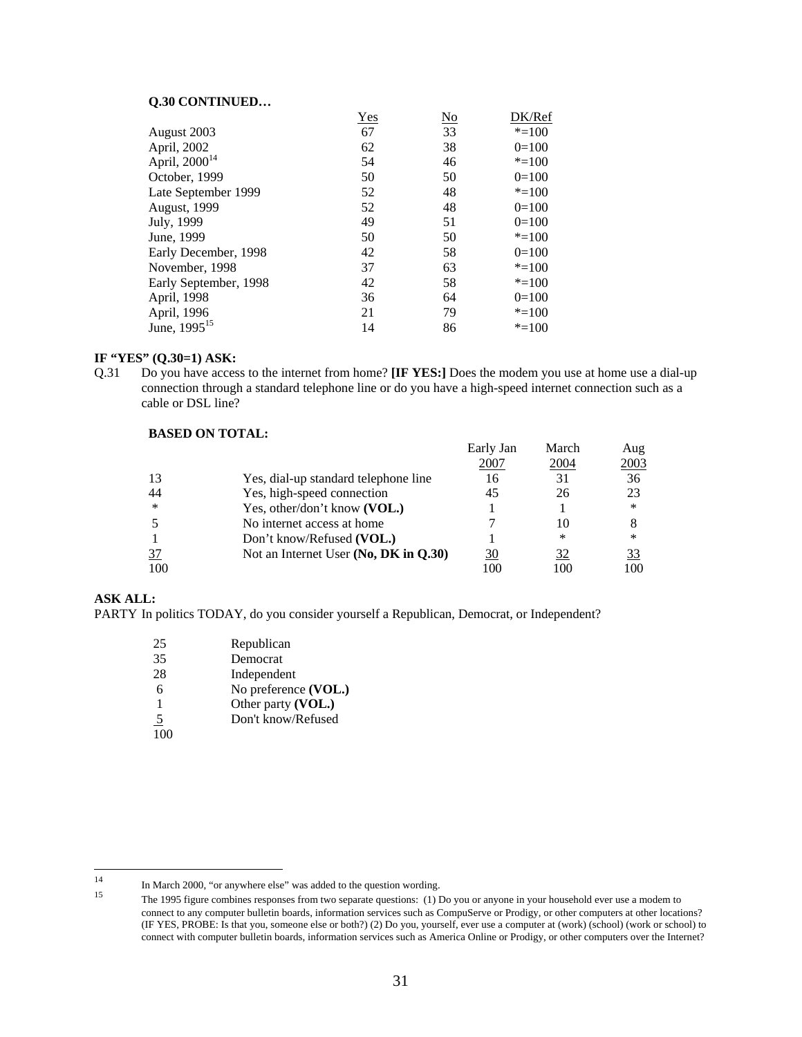**Q.30 CONTINUED…**

| | Yes | No | DK/Ref |
|---|---|---|---|
| August 2003 | 67 | 33 | *=100 |
| April, 2002 | 62 | 38 | 0=100 |
| April, 2000[14] | 54 | 46 | *=100 |
| October, 1999 | 50 | 50 | 0=100 |
| Late September 1999 | 52 | 48 | *=100 |
| August, 1999 | 52 | 48 | 0=100 |
| July, 1999 | 49 | 51 | 0=100 |
| June, 1999 | 50 | 50 | *=100 |
| Early December, 1998 | 42 | 58 | 0=100 |
| November, 1998 | 37 | 63 | *=100 |
| Early September, 1998 | 42 | 58 | *=100 |
| April, 1998 | 36 | 64 | 0=100 |
| April, 1996 | 21 | 79 | *=100 |
| June, 1995[15] | 14 | 86 | *=100 |

**IF "YES" (Q.30=1) ASK:**

Q.31 Do you have access to the internet from home? **[IF YES:]** Does the modem you use at home use a dial-up connection through a standard telephone line or do you have a high-speed internet connection such as a cable or DSL line?

**BASED ON TOTAL:**

| | | Early Jan 2007 | March 2004 | Aug 2003 |
|---|---|---|---|---|
| 13 | Yes, dial-up standard telephone line | 16 | 31 | 36 |
| 44 | Yes, high-speed connection | 45 | 26 | 23 |
| * | Yes, other/don't know **(VOL.)** | 1 | 1 | * |
| 5 | No internet access at home | 7 | 10 | 8 |
| 1 | Don't know/Refused **(VOL.)** | 1 | * | * |
| 37 | Not an Internet User **(No, DK in Q.30)** | 30 | 32 | 33 |
| 100 | | 100 | 100 | 100 |

**ASK ALL:**

PARTY In politics TODAY, do you consider yourself a Republican, Democrat, or Independent?

| | |
|---|---|
| 25 | Republican |
| 35 | Democrat |
| 28 | Independent |
| 6 | No preference **(VOL.)** |
| 1 | Other party **(VOL.)** |
| 5 | Don't know/Refused |
| 100 | |

[14] In March 2000, "or anywhere else" was added to the question wording.

[15] The 1995 figure combines responses from two separate questions: (1) Do you or anyone in your household ever use a modem to connect to any computer bulletin boards, information services such as CompuServe or Prodigy, or other computers at other locations? (IF YES, PROBE: Is that you, someone else or both?) (2) Do you, yourself, ever use a computer at (work) (school) (work or school) to connect with computer bulletin boards, information services such as America Online or Prodigy, or other computers over the Internet?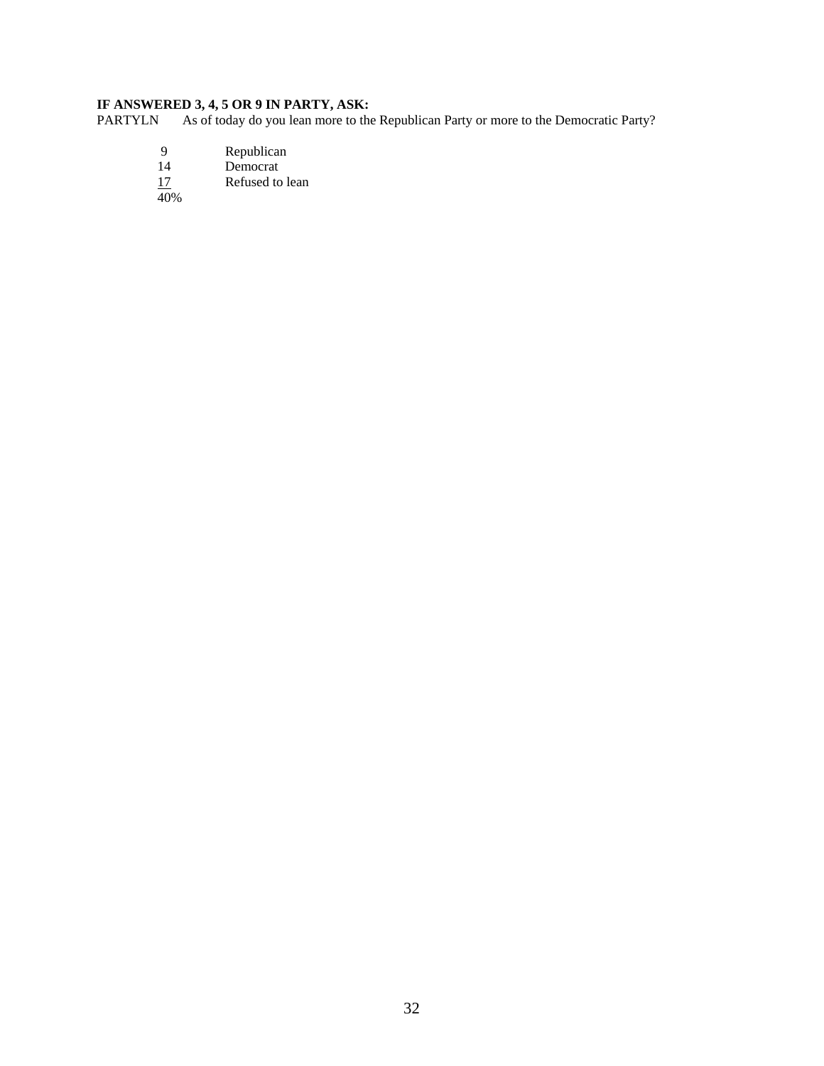**IF ANSWERED 3, 4, 5 OR 9 IN PARTY, ASK:**

PARTYLN As of today do you lean more to the Republican Party or more to the Democratic Party?

| | |
|---|---|
| 9 | Republican |
| 14 | Democrat |
| 17 | Refused to lean |
| 40% | |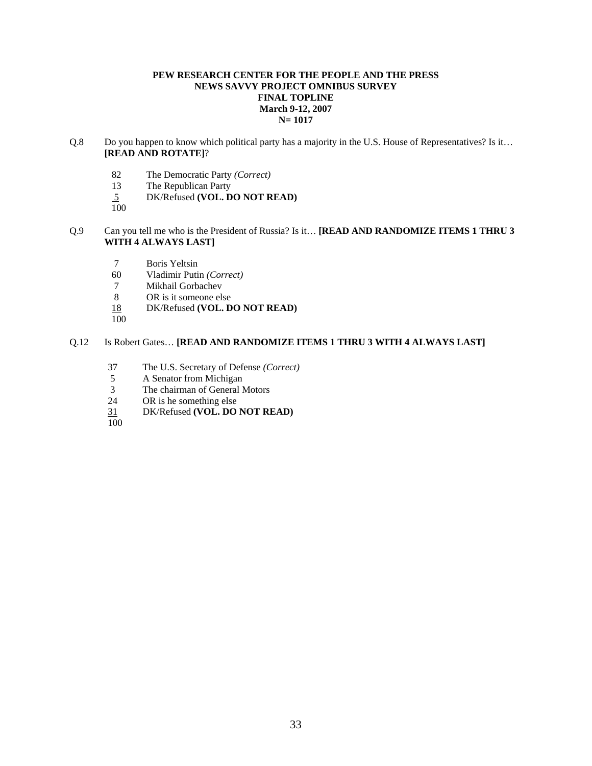**PEW RESEARCH CENTER FOR THE PEOPLE AND THE PRESS**
**NEWS SAVVY PROJECT OMNIBUS SURVEY**
**FINAL TOPLINE**
**March 9-12, 2007**
**N= 1017**

Q.8 Do you happen to know which political party has a majority in the U.S. House of Representatives? Is it… **[READ AND ROTATE]**?

| | |
|---|---|
| 82 | The Democratic Party *(Correct)* |
| 13 | The Republican Party |
| 5 | DK/Refused **(VOL. DO NOT READ)** |
| 100 | |

Q.9 Can you tell me who is the President of Russia? Is it… **[READ AND RANDOMIZE ITEMS 1 THRU 3 WITH 4 ALWAYS LAST]**

| | |
|---|---|
| 7 | Boris Yeltsin |
| 60 | Vladimir Putin *(Correct)* |
| 7 | Mikhail Gorbachev |
| 8 | OR is it someone else |
| 18 | DK/Refused **(VOL. DO NOT READ)** |
| 100 | |

Q.12 Is Robert Gates… **[READ AND RANDOMIZE ITEMS 1 THRU 3 WITH 4 ALWAYS LAST]**

| | |
|---|---|
| 37 | The U.S. Secretary of Defense *(Correct)* |
| 5 | A Senator from Michigan |
| 3 | The chairman of General Motors |
| 24 | OR is he something else |
| 31 | DK/Refused **(VOL. DO NOT READ)** |
| 100 | |